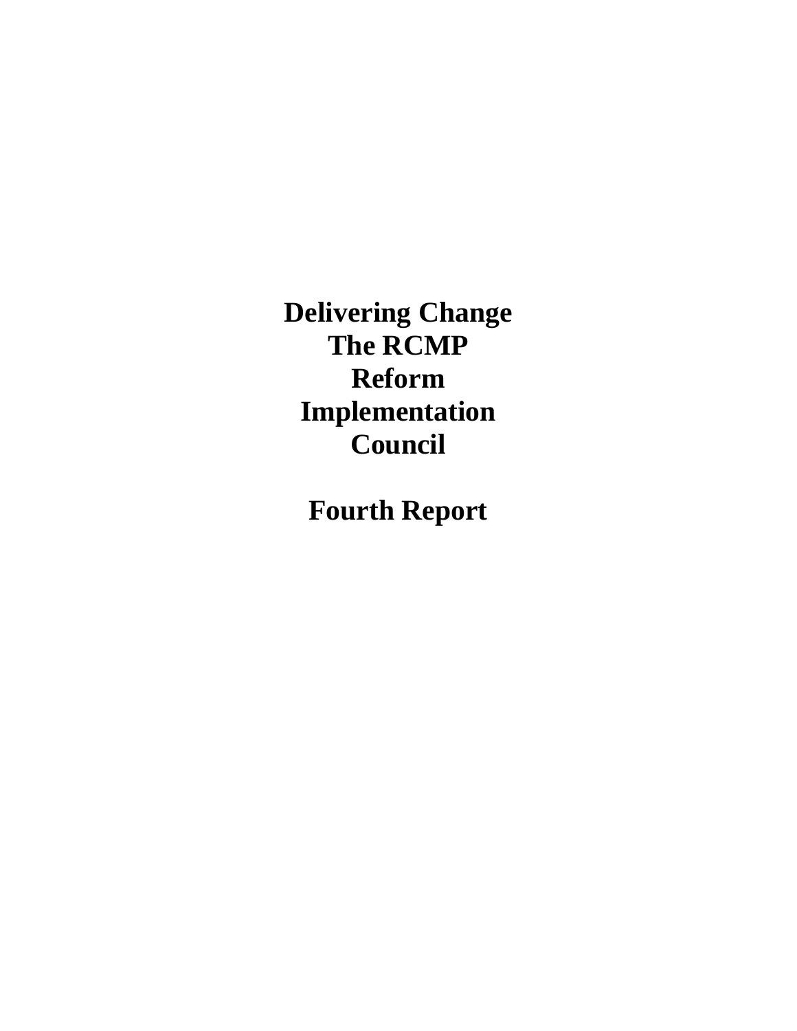# Delivering Change The RCMP Reform Implementation Council

## Fourth Report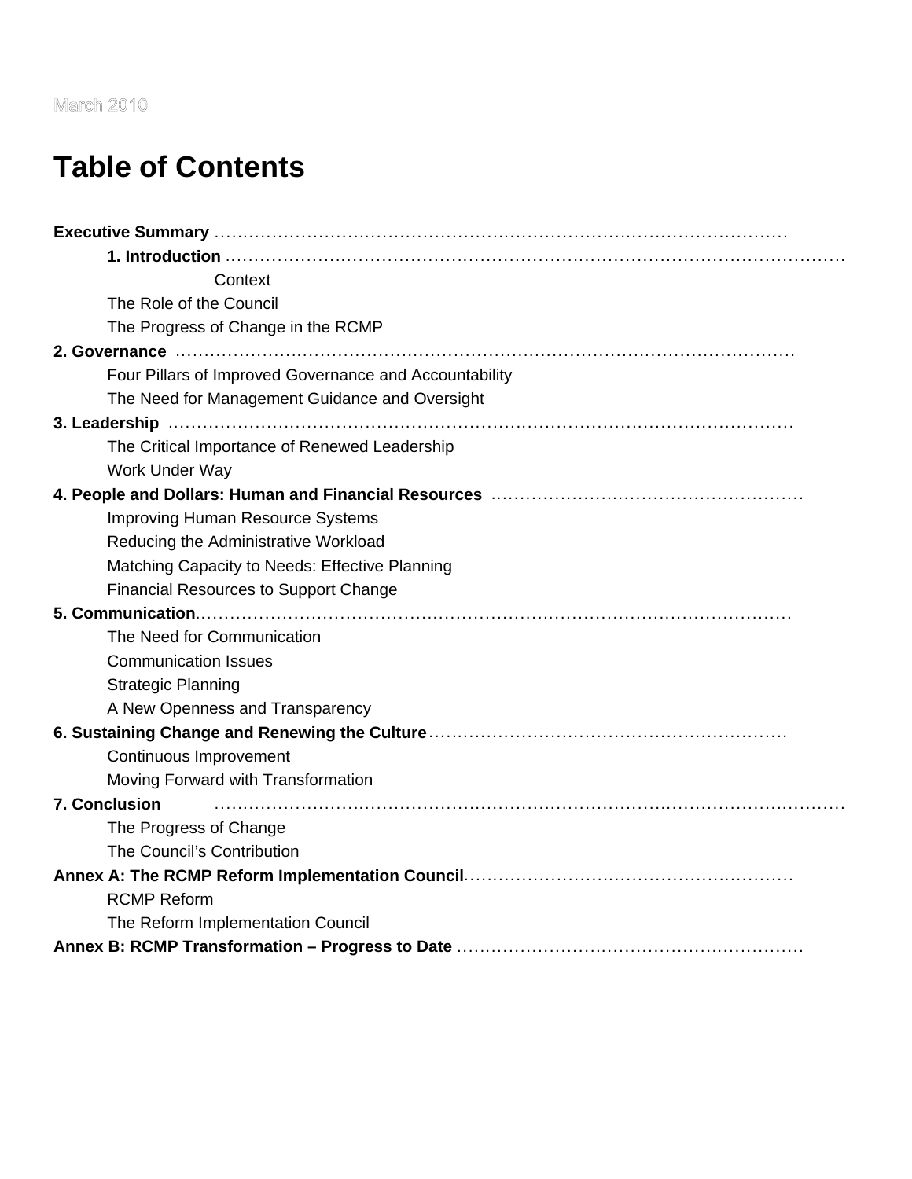March 2010

# Table of Contents

**Executive Summary** ……………………………………………………………………………………

- **1. Introduction** ……………………………………………………………………………………………
  - Context
  - The Role of the Council
  - The Progress of Change in the RCMP

**2. Governance** …………………………………………………………………………………………

- Four Pillars of Improved Governance and Accountability
- The Need for Management Guidance and Oversight

**3. Leadership** …………………………………………………………………………………………

- The Critical Importance of Renewed Leadership
- Work Under Way

**4. People and Dollars: Human and Financial Resources** ………………………………………………

- Improving Human Resource Systems
- Reducing the Administrative Workload
- Matching Capacity to Needs: Effective Planning
- Financial Resources to Support Change

**5. Communication**……………………………………………………………………………………

- The Need for Communication
- Communication Issues
- Strategic Planning
- A New Openness and Transparency

**6. Sustaining Change and Renewing the Culture**…………………………………………………

- Continuous Improvement
- Moving Forward with Transformation

**7. Conclusion** ……………………………………………………………………………………………

- The Progress of Change
- The Council's Contribution

**Annex A: The RCMP Reform Implementation Council**…………………………………………………

- RCMP Reform
- The Reform Implementation Council

**Annex B: RCMP Transformation – Progress to Date** …………………………………………………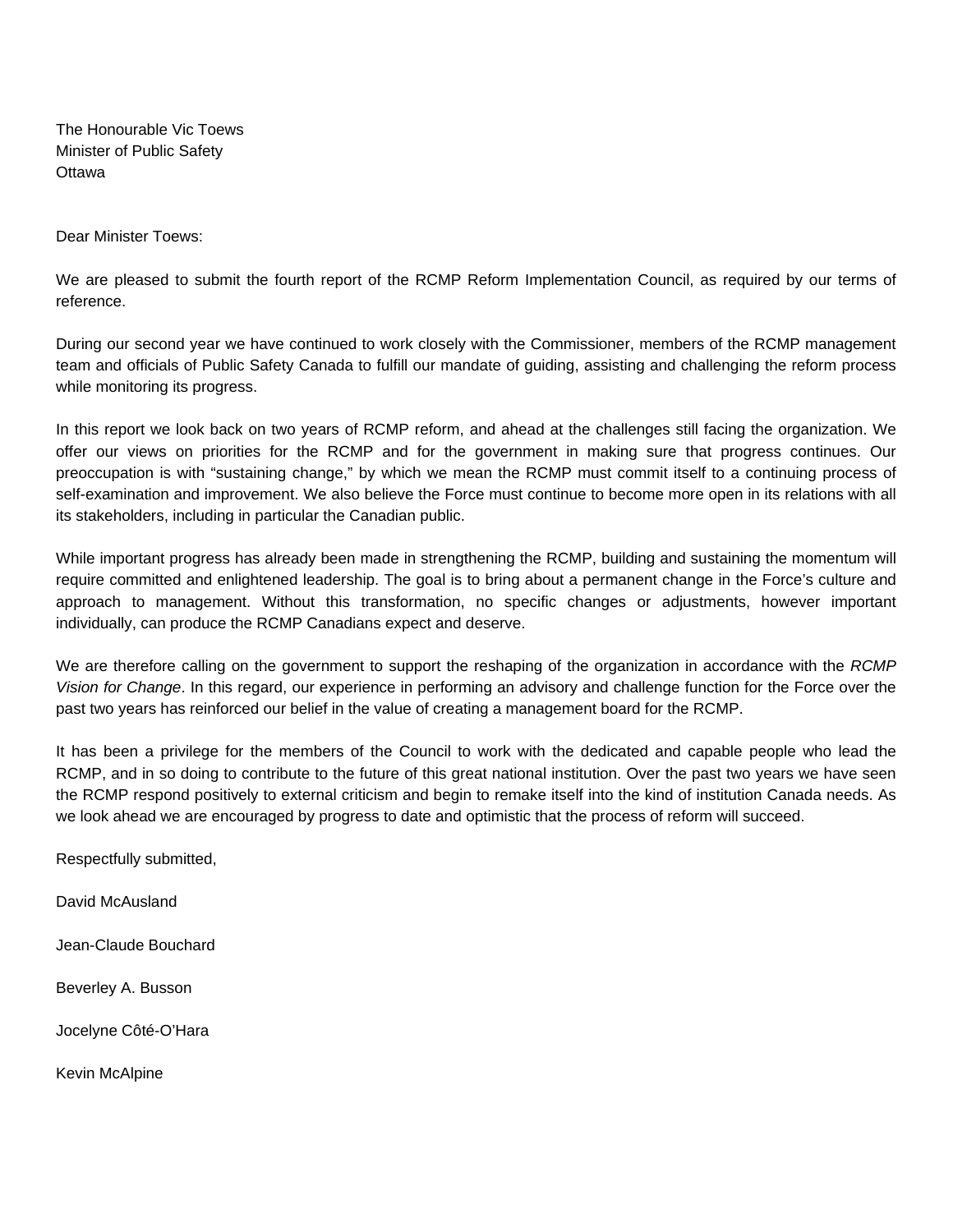The Honourable Vic Toews
Minister of Public Safety
Ottawa

Dear Minister Toews:

We are pleased to submit the fourth report of the RCMP Reform Implementation Council, as required by our terms of reference.

During our second year we have continued to work closely with the Commissioner, members of the RCMP management team and officials of Public Safety Canada to fulfill our mandate of guiding, assisting and challenging the reform process while monitoring its progress.

In this report we look back on two years of RCMP reform, and ahead at the challenges still facing the organization. We offer our views on priorities for the RCMP and for the government in making sure that progress continues. Our preoccupation is with "sustaining change," by which we mean the RCMP must commit itself to a continuing process of self-examination and improvement. We also believe the Force must continue to become more open in its relations with all its stakeholders, including in particular the Canadian public.

While important progress has already been made in strengthening the RCMP, building and sustaining the momentum will require committed and enlightened leadership. The goal is to bring about a permanent change in the Force's culture and approach to management. Without this transformation, no specific changes or adjustments, however important individually, can produce the RCMP Canadians expect and deserve.

We are therefore calling on the government to support the reshaping of the organization in accordance with the *RCMP Vision for Change*. In this regard, our experience in performing an advisory and challenge function for the Force over the past two years has reinforced our belief in the value of creating a management board for the RCMP.

It has been a privilege for the members of the Council to work with the dedicated and capable people who lead the RCMP, and in so doing to contribute to the future of this great national institution. Over the past two years we have seen the RCMP respond positively to external criticism and begin to remake itself into the kind of institution Canada needs. As we look ahead we are encouraged by progress to date and optimistic that the process of reform will succeed.

Respectfully submitted,

David McAusland

Jean-Claude Bouchard

Beverley A. Busson

Jocelyne Côté-O'Hara

Kevin McAlpine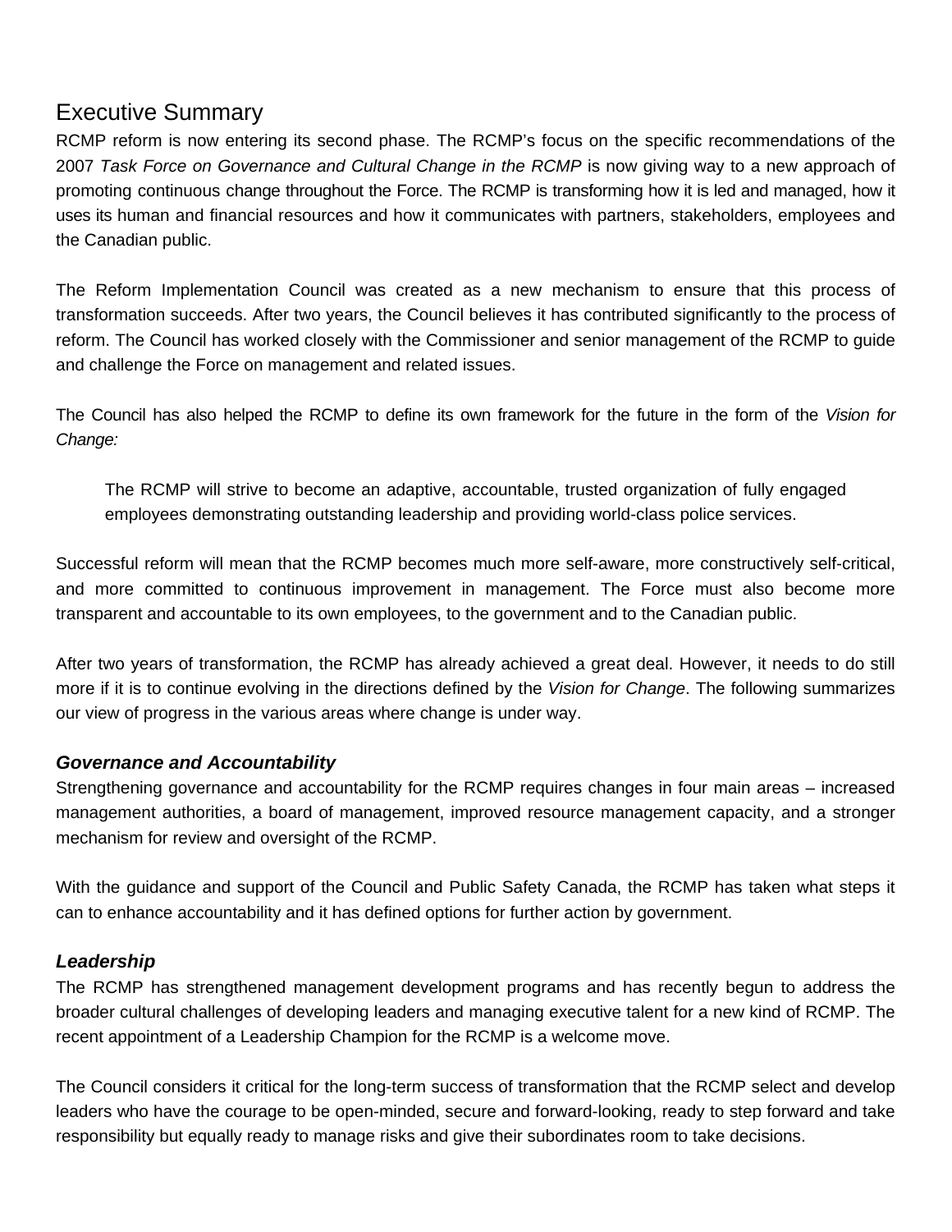# Executive Summary

RCMP reform is now entering its second phase. The RCMP's focus on the specific recommendations of the 2007 *Task Force on Governance and Cultural Change in the RCMP* is now giving way to a new approach of promoting continuous change throughout the Force. The RCMP is transforming how it is led and managed, how it uses its human and financial resources and how it communicates with partners, stakeholders, employees and the Canadian public.

The Reform Implementation Council was created as a new mechanism to ensure that this process of transformation succeeds. After two years, the Council believes it has contributed significantly to the process of reform. The Council has worked closely with the Commissioner and senior management of the RCMP to guide and challenge the Force on management and related issues.

The Council has also helped the RCMP to define its own framework for the future in the form of the *Vision for Change:*

> The RCMP will strive to become an adaptive, accountable, trusted organization of fully engaged employees demonstrating outstanding leadership and providing world-class police services.

Successful reform will mean that the RCMP becomes much more self-aware, more constructively self-critical, and more committed to continuous improvement in management. The Force must also become more transparent and accountable to its own employees, to the government and to the Canadian public.

After two years of transformation, the RCMP has already achieved a great deal. However, it needs to do still more if it is to continue evolving in the directions defined by the *Vision for Change*. The following summarizes our view of progress in the various areas where change is under way.

### *Governance and Accountability*

Strengthening governance and accountability for the RCMP requires changes in four main areas – increased management authorities, a board of management, improved resource management capacity, and a stronger mechanism for review and oversight of the RCMP.

With the guidance and support of the Council and Public Safety Canada, the RCMP has taken what steps it can to enhance accountability and it has defined options for further action by government.

### *Leadership*

The RCMP has strengthened management development programs and has recently begun to address the broader cultural challenges of developing leaders and managing executive talent for a new kind of RCMP. The recent appointment of a Leadership Champion for the RCMP is a welcome move.

The Council considers it critical for the long-term success of transformation that the RCMP select and develop leaders who have the courage to be open-minded, secure and forward-looking, ready to step forward and take responsibility but equally ready to manage risks and give their subordinates room to take decisions.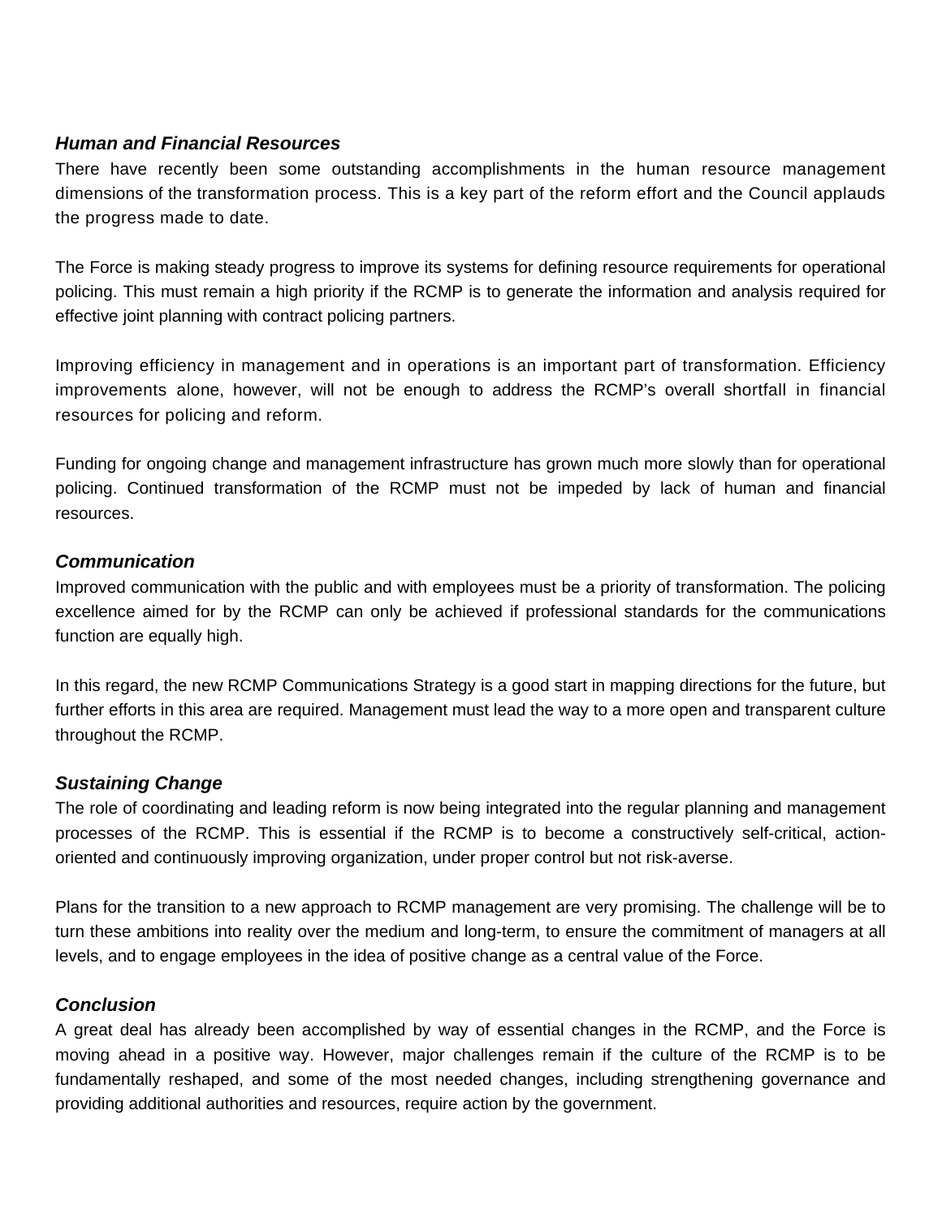### *Human and Financial Resources*

There have recently been some outstanding accomplishments in the human resource management dimensions of the transformation process. This is a key part of the reform effort and the Council applauds the progress made to date.

The Force is making steady progress to improve its systems for defining resource requirements for operational policing. This must remain a high priority if the RCMP is to generate the information and analysis required for effective joint planning with contract policing partners.

Improving efficiency in management and in operations is an important part of transformation. Efficiency improvements alone, however, will not be enough to address the RCMP's overall shortfall in financial resources for policing and reform.

Funding for ongoing change and management infrastructure has grown much more slowly than for operational policing. Continued transformation of the RCMP must not be impeded by lack of human and financial resources.

### *Communication*

Improved communication with the public and with employees must be a priority of transformation. The policing excellence aimed for by the RCMP can only be achieved if professional standards for the communications function are equally high.

In this regard, the new RCMP Communications Strategy is a good start in mapping directions for the future, but further efforts in this area are required. Management must lead the way to a more open and transparent culture throughout the RCMP.

### *Sustaining Change*

The role of coordinating and leading reform is now being integrated into the regular planning and management processes of the RCMP. This is essential if the RCMP is to become a constructively self-critical, action-oriented and continuously improving organization, under proper control but not risk-averse.

Plans for the transition to a new approach to RCMP management are very promising. The challenge will be to turn these ambitions into reality over the medium and long-term, to ensure the commitment of managers at all levels, and to engage employees in the idea of positive change as a central value of the Force.

### *Conclusion*

A great deal has already been accomplished by way of essential changes in the RCMP, and the Force is moving ahead in a positive way. However, major challenges remain if the culture of the RCMP is to be fundamentally reshaped, and some of the most needed changes, including strengthening governance and providing additional authorities and resources, require action by the government.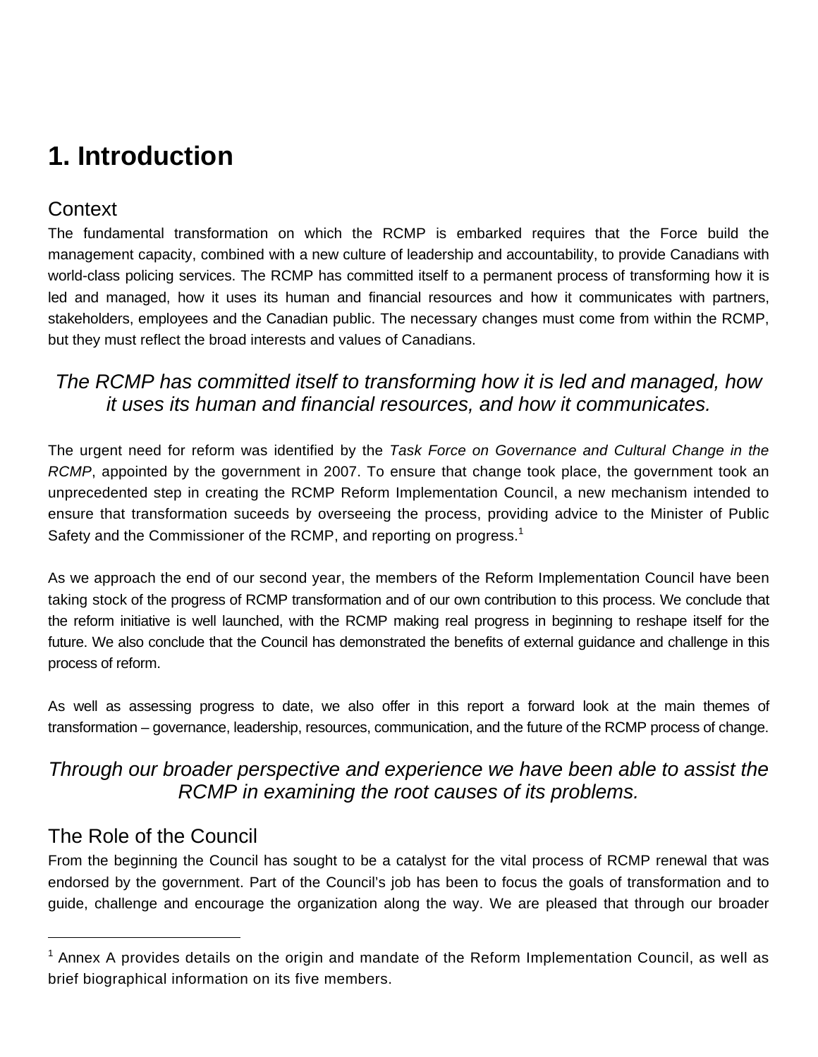# 1. Introduction

## Context

The fundamental transformation on which the RCMP is embarked requires that the Force build the management capacity, combined with a new culture of leadership and accountability, to provide Canadians with world-class policing services. The RCMP has committed itself to a permanent process of transforming how it is led and managed, how it uses its human and financial resources and how it communicates with partners, stakeholders, employees and the Canadian public. The necessary changes must come from within the RCMP, but they must reflect the broad interests and values of Canadians.

*The RCMP has committed itself to transforming how it is led and managed, how it uses its human and financial resources, and how it communicates.*

The urgent need for reform was identified by the *Task Force on Governance and Cultural Change in the RCMP*, appointed by the government in 2007. To ensure that change took place, the government took an unprecedented step in creating the RCMP Reform Implementation Council, a new mechanism intended to ensure that transformation suceeds by overseeing the process, providing advice to the Minister of Public Safety and the Commissioner of the RCMP, and reporting on progress.[1]

As we approach the end of our second year, the members of the Reform Implementation Council have been taking stock of the progress of RCMP transformation and of our own contribution to this process. We conclude that the reform initiative is well launched, with the RCMP making real progress in beginning to reshape itself for the future. We also conclude that the Council has demonstrated the benefits of external guidance and challenge in this process of reform.

As well as assessing progress to date, we also offer in this report a forward look at the main themes of transformation – governance, leadership, resources, communication, and the future of the RCMP process of change.

*Through our broader perspective and experience we have been able to assist the RCMP in examining the root causes of its problems.*

## The Role of the Council

From the beginning the Council has sought to be a catalyst for the vital process of RCMP renewal that was endorsed by the government. Part of the Council's job has been to focus the goals of transformation and to guide, challenge and encourage the organization along the way. We are pleased that through our broader

---

[1] Annex A provides details on the origin and mandate of the Reform Implementation Council, as well as brief biographical information on its five members.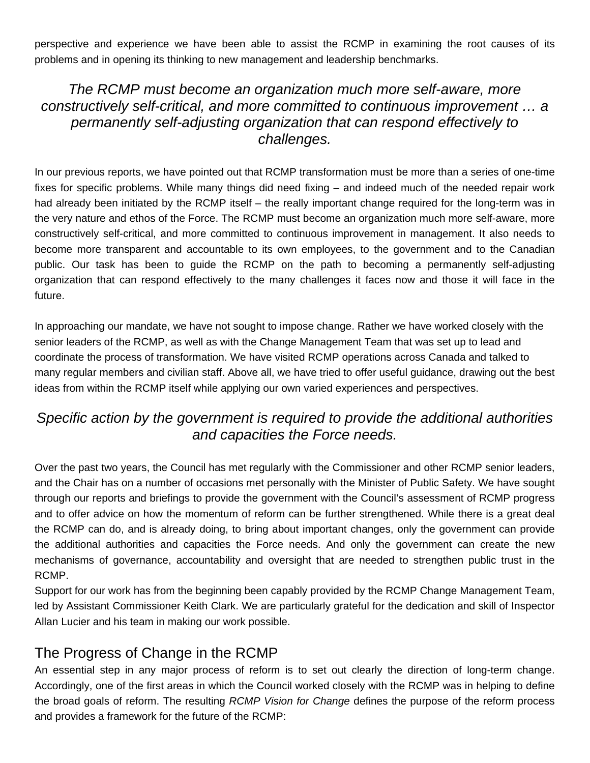perspective and experience we have been able to assist the RCMP in examining the root causes of its problems and in opening its thinking to new management and leadership benchmarks.

*The RCMP must become an organization much more self-aware, more constructively self-critical, and more committed to continuous improvement … a permanently self-adjusting organization that can respond effectively to challenges.*

In our previous reports, we have pointed out that RCMP transformation must be more than a series of one-time fixes for specific problems. While many things did need fixing – and indeed much of the needed repair work had already been initiated by the RCMP itself – the really important change required for the long-term was in the very nature and ethos of the Force. The RCMP must become an organization much more self-aware, more constructively self-critical, and more committed to continuous improvement in management. It also needs to become more transparent and accountable to its own employees, to the government and to the Canadian public. Our task has been to guide the RCMP on the path to becoming a permanently self-adjusting organization that can respond effectively to the many challenges it faces now and those it will face in the future.

In approaching our mandate, we have not sought to impose change. Rather we have worked closely with the senior leaders of the RCMP, as well as with the Change Management Team that was set up to lead and coordinate the process of transformation. We have visited RCMP operations across Canada and talked to many regular members and civilian staff. Above all, we have tried to offer useful guidance, drawing out the best ideas from within the RCMP itself while applying our own varied experiences and perspectives.

*Specific action by the government is required to provide the additional authorities and capacities the Force needs.*

Over the past two years, the Council has met regularly with the Commissioner and other RCMP senior leaders, and the Chair has on a number of occasions met personally with the Minister of Public Safety. We have sought through our reports and briefings to provide the government with the Council's assessment of RCMP progress and to offer advice on how the momentum of reform can be further strengthened. While there is a great deal the RCMP can do, and is already doing, to bring about important changes, only the government can provide the additional authorities and capacities the Force needs. And only the government can create the new mechanisms of governance, accountability and oversight that are needed to strengthen public trust in the RCMP.

Support for our work has from the beginning been capably provided by the RCMP Change Management Team, led by Assistant Commissioner Keith Clark. We are particularly grateful for the dedication and skill of Inspector Allan Lucier and his team in making our work possible.

## The Progress of Change in the RCMP

An essential step in any major process of reform is to set out clearly the direction of long-term change. Accordingly, one of the first areas in which the Council worked closely with the RCMP was in helping to define the broad goals of reform. The resulting *RCMP Vision for Change* defines the purpose of the reform process and provides a framework for the future of the RCMP: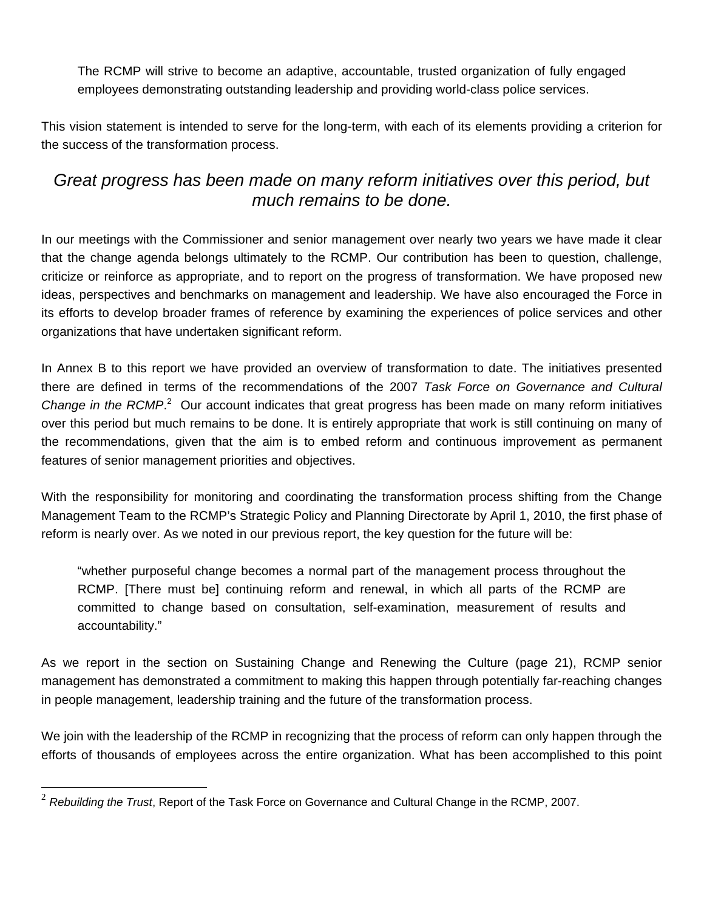> The RCMP will strive to become an adaptive, accountable, trusted organization of fully engaged employees demonstrating outstanding leadership and providing world-class police services.

This vision statement is intended to serve for the long-term, with each of its elements providing a criterion for the success of the transformation process.

## *Great progress has been made on many reform initiatives over this period, but much remains to be done.*

In our meetings with the Commissioner and senior management over nearly two years we have made it clear that the change agenda belongs ultimately to the RCMP. Our contribution has been to question, challenge, criticize or reinforce as appropriate, and to report on the progress of transformation. We have proposed new ideas, perspectives and benchmarks on management and leadership. We have also encouraged the Force in its efforts to develop broader frames of reference by examining the experiences of police services and other organizations that have undertaken significant reform.

In Annex B to this report we have provided an overview of transformation to date. The initiatives presented there are defined in terms of the recommendations of the 2007 *Task Force on Governance and Cultural Change in the RCMP*.[2] Our account indicates that great progress has been made on many reform initiatives over this period but much remains to be done. It is entirely appropriate that work is still continuing on many of the recommendations, given that the aim is to embed reform and continuous improvement as permanent features of senior management priorities and objectives.

With the responsibility for monitoring and coordinating the transformation process shifting from the Change Management Team to the RCMP's Strategic Policy and Planning Directorate by April 1, 2010, the first phase of reform is nearly over. As we noted in our previous report, the key question for the future will be:

> "whether purposeful change becomes a normal part of the management process throughout the RCMP. [There must be] continuing reform and renewal, in which all parts of the RCMP are committed to change based on consultation, self-examination, measurement of results and accountability."

As we report in the section on Sustaining Change and Renewing the Culture (page 21), RCMP senior management has demonstrated a commitment to making this happen through potentially far-reaching changes in people management, leadership training and the future of the transformation process.

We join with the leadership of the RCMP in recognizing that the process of reform can only happen through the efforts of thousands of employees across the entire organization. What has been accomplished to this point

---

[2] *Rebuilding the Trust*, Report of the Task Force on Governance and Cultural Change in the RCMP, 2007.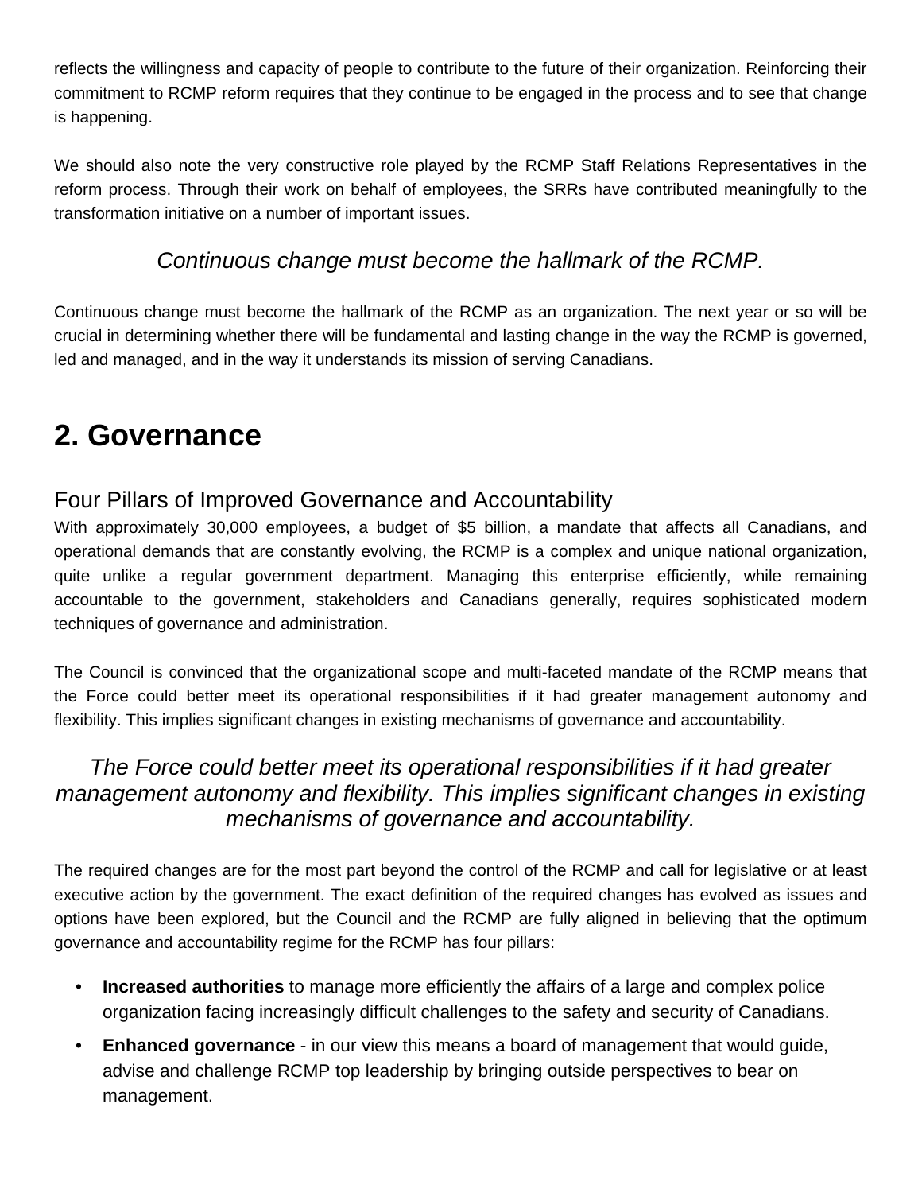reflects the willingness and capacity of people to contribute to the future of their organization. Reinforcing their commitment to RCMP reform requires that they continue to be engaged in the process and to see that change is happening.

We should also note the very constructive role played by the RCMP Staff Relations Representatives in the reform process. Through their work on behalf of employees, the SRRs have contributed meaningfully to the transformation initiative on a number of important issues.

*Continuous change must become the hallmark of the RCMP.*

Continuous change must become the hallmark of the RCMP as an organization. The next year or so will be crucial in determining whether there will be fundamental and lasting change in the way the RCMP is governed, led and managed, and in the way it understands its mission of serving Canadians.

# 2. Governance

## Four Pillars of Improved Governance and Accountability

With approximately 30,000 employees, a budget of $5 billion, a mandate that affects all Canadians, and operational demands that are constantly evolving, the RCMP is a complex and unique national organization, quite unlike a regular government department. Managing this enterprise efficiently, while remaining accountable to the government, stakeholders and Canadians generally, requires sophisticated modern techniques of governance and administration.

The Council is convinced that the organizational scope and multi-faceted mandate of the RCMP means that the Force could better meet its operational responsibilities if it had greater management autonomy and flexibility. This implies significant changes in existing mechanisms of governance and accountability.

*The Force could better meet its operational responsibilities if it had greater management autonomy and flexibility. This implies significant changes in existing mechanisms of governance and accountability.*

The required changes are for the most part beyond the control of the RCMP and call for legislative or at least executive action by the government. The exact definition of the required changes has evolved as issues and options have been explored, but the Council and the RCMP are fully aligned in believing that the optimum governance and accountability regime for the RCMP has four pillars:

- **Increased authorities** to manage more efficiently the affairs of a large and complex police organization facing increasingly difficult challenges to the safety and security of Canadians.
- **Enhanced governance** - in our view this means a board of management that would guide, advise and challenge RCMP top leadership by bringing outside perspectives to bear on management.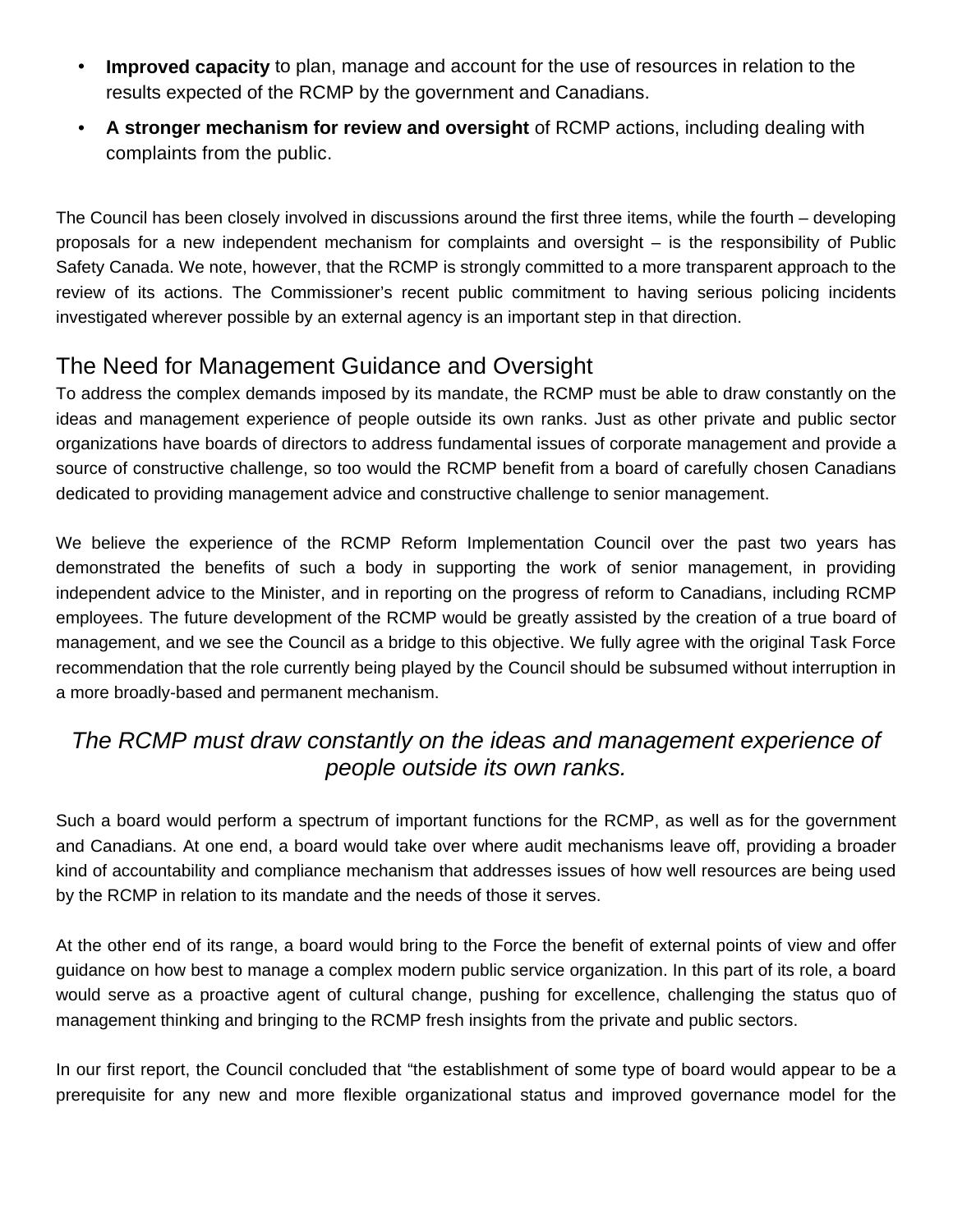- **Improved capacity** to plan, manage and account for the use of resources in relation to the results expected of the RCMP by the government and Canadians.
- **A stronger mechanism for review and oversight** of RCMP actions, including dealing with complaints from the public.

The Council has been closely involved in discussions around the first three items, while the fourth – developing proposals for a new independent mechanism for complaints and oversight – is the responsibility of Public Safety Canada. We note, however, that the RCMP is strongly committed to a more transparent approach to the review of its actions. The Commissioner's recent public commitment to having serious policing incidents investigated wherever possible by an external agency is an important step in that direction.

## The Need for Management Guidance and Oversight

To address the complex demands imposed by its mandate, the RCMP must be able to draw constantly on the ideas and management experience of people outside its own ranks. Just as other private and public sector organizations have boards of directors to address fundamental issues of corporate management and provide a source of constructive challenge, so too would the RCMP benefit from a board of carefully chosen Canadians dedicated to providing management advice and constructive challenge to senior management.

We believe the experience of the RCMP Reform Implementation Council over the past two years has demonstrated the benefits of such a body in supporting the work of senior management, in providing independent advice to the Minister, and in reporting on the progress of reform to Canadians, including RCMP employees. The future development of the RCMP would be greatly assisted by the creation of a true board of management, and we see the Council as a bridge to this objective. We fully agree with the original Task Force recommendation that the role currently being played by the Council should be subsumed without interruption in a more broadly-based and permanent mechanism.

*The RCMP must draw constantly on the ideas and management experience of people outside its own ranks.*

Such a board would perform a spectrum of important functions for the RCMP, as well as for the government and Canadians. At one end, a board would take over where audit mechanisms leave off, providing a broader kind of accountability and compliance mechanism that addresses issues of how well resources are being used by the RCMP in relation to its mandate and the needs of those it serves.

At the other end of its range, a board would bring to the Force the benefit of external points of view and offer guidance on how best to manage a complex modern public service organization. In this part of its role, a board would serve as a proactive agent of cultural change, pushing for excellence, challenging the status quo of management thinking and bringing to the RCMP fresh insights from the private and public sectors.

In our first report, the Council concluded that "the establishment of some type of board would appear to be a prerequisite for any new and more flexible organizational status and improved governance model for the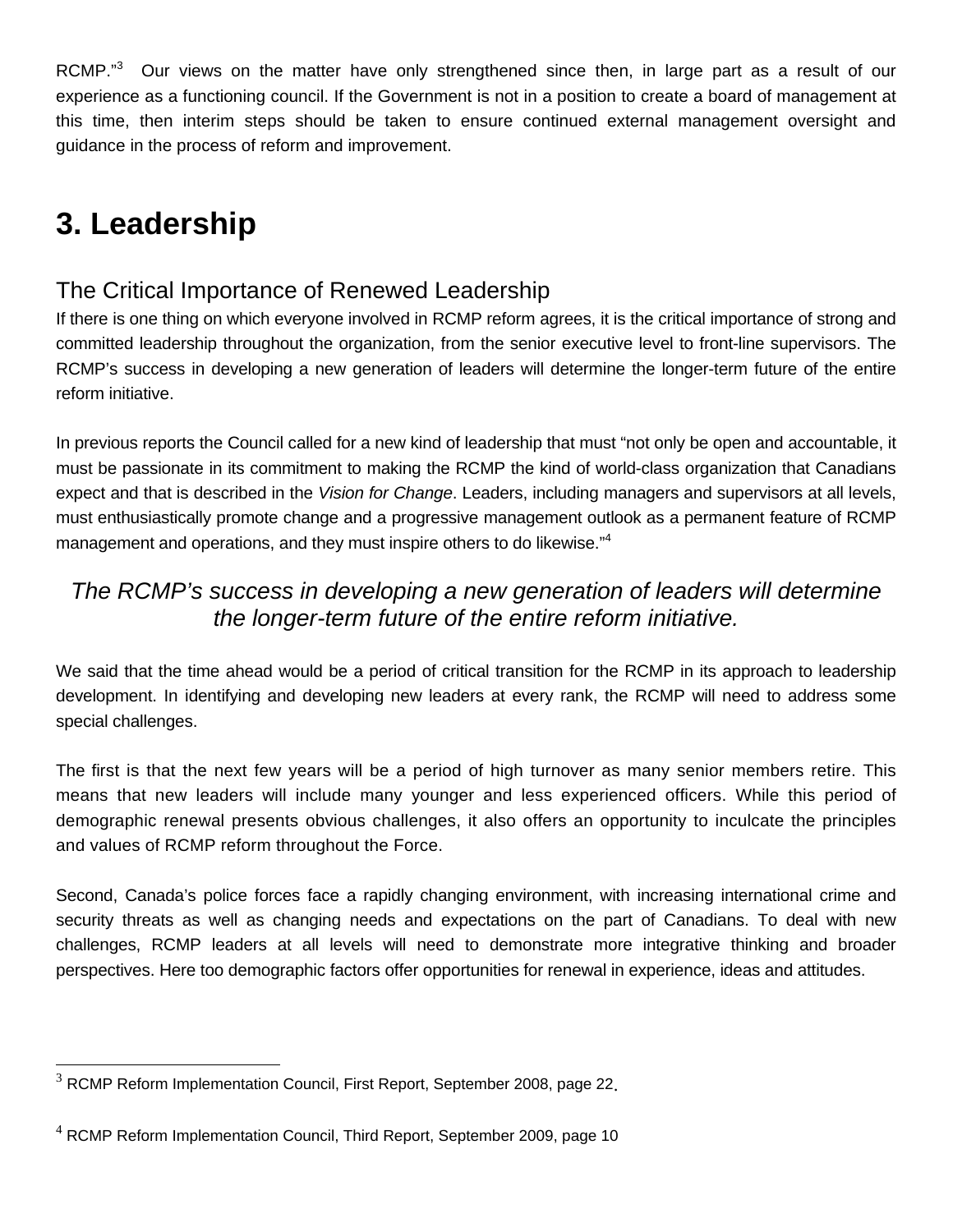RCMP."[3] Our views on the matter have only strengthened since then, in large part as a result of our experience as a functioning council. If the Government is not in a position to create a board of management at this time, then interim steps should be taken to ensure continued external management oversight and guidance in the process of reform and improvement.

# 3. Leadership

## The Critical Importance of Renewed Leadership

If there is one thing on which everyone involved in RCMP reform agrees, it is the critical importance of strong and committed leadership throughout the organization, from the senior executive level to front-line supervisors. The RCMP's success in developing a new generation of leaders will determine the longer-term future of the entire reform initiative.

In previous reports the Council called for a new kind of leadership that must "not only be open and accountable, it must be passionate in its commitment to making the RCMP the kind of world-class organization that Canadians expect and that is described in the *Vision for Change*. Leaders, including managers and supervisors at all levels, must enthusiastically promote change and a progressive management outlook as a permanent feature of RCMP management and operations, and they must inspire others to do likewise."[4]

*The RCMP's success in developing a new generation of leaders will determine the longer-term future of the entire reform initiative.*

We said that the time ahead would be a period of critical transition for the RCMP in its approach to leadership development. In identifying and developing new leaders at every rank, the RCMP will need to address some special challenges.

The first is that the next few years will be a period of high turnover as many senior members retire. This means that new leaders will include many younger and less experienced officers. While this period of demographic renewal presents obvious challenges, it also offers an opportunity to inculcate the principles and values of RCMP reform throughout the Force.

Second, Canada's police forces face a rapidly changing environment, with increasing international crime and security threats as well as changing needs and expectations on the part of Canadians. To deal with new challenges, RCMP leaders at all levels will need to demonstrate more integrative thinking and broader perspectives. Here too demographic factors offer opportunities for renewal in experience, ideas and attitudes.

---

[3] RCMP Reform Implementation Council, First Report, September 2008, page 22.

[4] RCMP Reform Implementation Council, Third Report, September 2009, page 10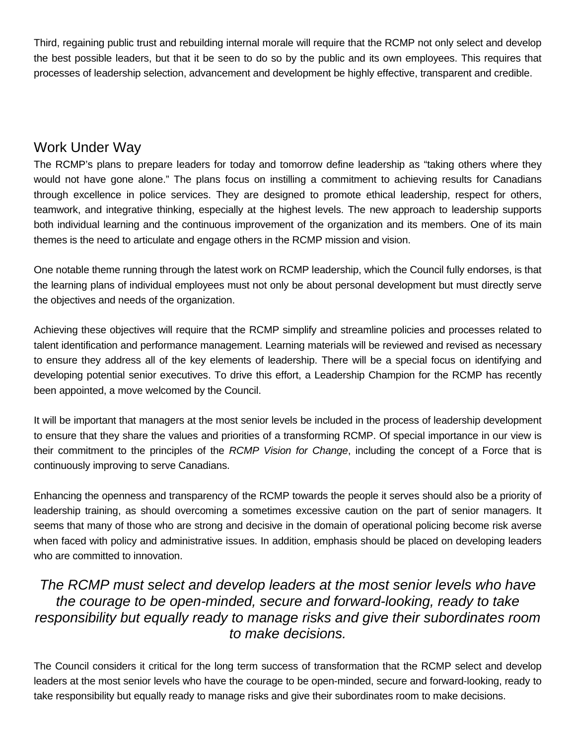Third, regaining public trust and rebuilding internal morale will require that the RCMP not only select and develop the best possible leaders, but that it be seen to do so by the public and its own employees. This requires that processes of leadership selection, advancement and development be highly effective, transparent and credible.

## Work Under Way

The RCMP's plans to prepare leaders for today and tomorrow define leadership as "taking others where they would not have gone alone." The plans focus on instilling a commitment to achieving results for Canadians through excellence in police services. They are designed to promote ethical leadership, respect for others, teamwork, and integrative thinking, especially at the highest levels. The new approach to leadership supports both individual learning and the continuous improvement of the organization and its members. One of its main themes is the need to articulate and engage others in the RCMP mission and vision.

One notable theme running through the latest work on RCMP leadership, which the Council fully endorses, is that the learning plans of individual employees must not only be about personal development but must directly serve the objectives and needs of the organization.

Achieving these objectives will require that the RCMP simplify and streamline policies and processes related to talent identification and performance management. Learning materials will be reviewed and revised as necessary to ensure they address all of the key elements of leadership. There will be a special focus on identifying and developing potential senior executives. To drive this effort, a Leadership Champion for the RCMP has recently been appointed, a move welcomed by the Council.

It will be important that managers at the most senior levels be included in the process of leadership development to ensure that they share the values and priorities of a transforming RCMP. Of special importance in our view is their commitment to the principles of the *RCMP Vision for Change*, including the concept of a Force that is continuously improving to serve Canadians.

Enhancing the openness and transparency of the RCMP towards the people it serves should also be a priority of leadership training, as should overcoming a sometimes excessive caution on the part of senior managers. It seems that many of those who are strong and decisive in the domain of operational policing become risk averse when faced with policy and administrative issues. In addition, emphasis should be placed on developing leaders who are committed to innovation.

*The RCMP must select and develop leaders at the most senior levels who have the courage to be open-minded, secure and forward-looking, ready to take responsibility but equally ready to manage risks and give their subordinates room to make decisions.*

The Council considers it critical for the long term success of transformation that the RCMP select and develop leaders at the most senior levels who have the courage to be open-minded, secure and forward-looking, ready to take responsibility but equally ready to manage risks and give their subordinates room to make decisions.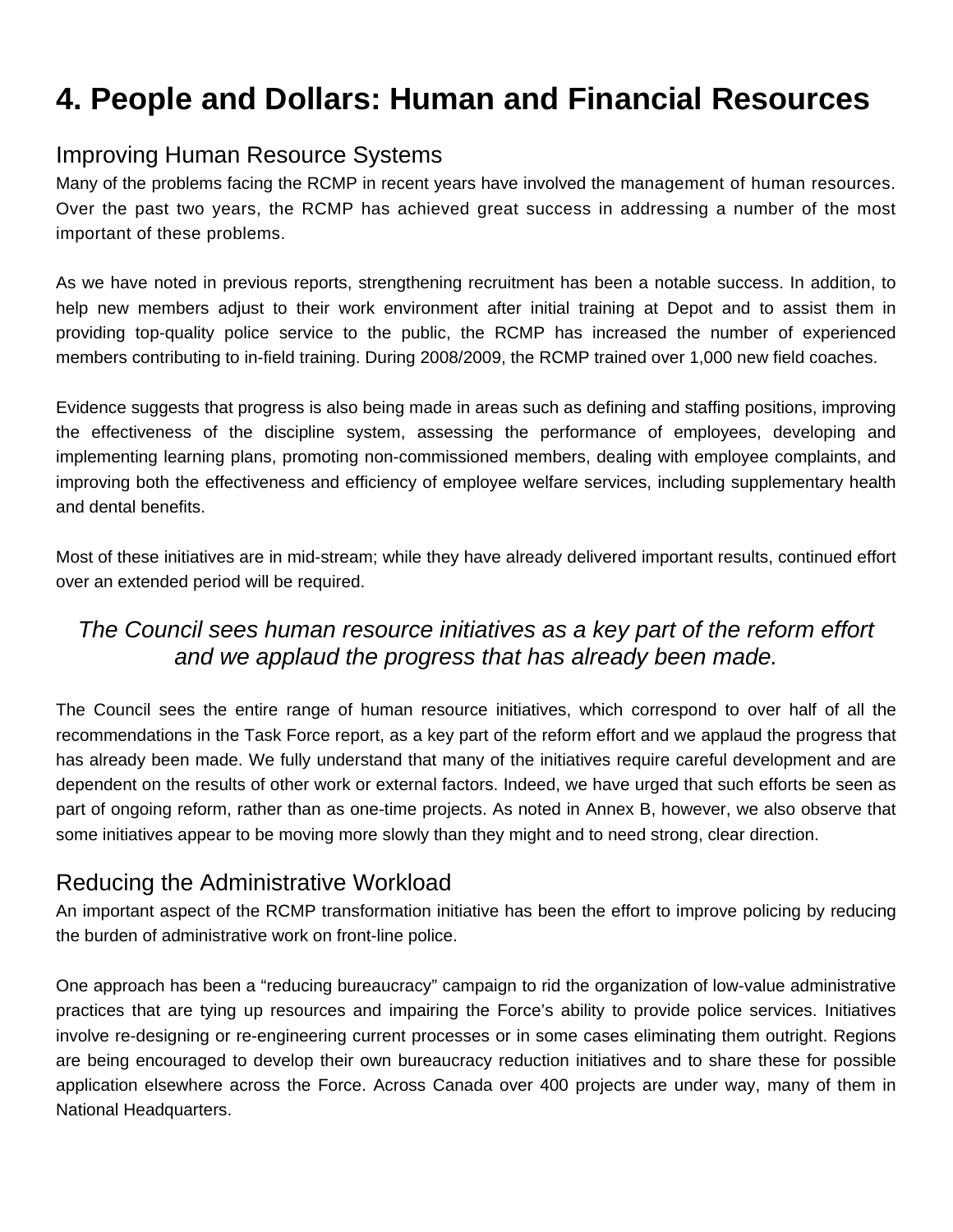# 4. People and Dollars: Human and Financial Resources

## Improving Human Resource Systems

Many of the problems facing the RCMP in recent years have involved the management of human resources. Over the past two years, the RCMP has achieved great success in addressing a number of the most important of these problems.

As we have noted in previous reports, strengthening recruitment has been a notable success. In addition, to help new members adjust to their work environment after initial training at Depot and to assist them in providing top-quality police service to the public, the RCMP has increased the number of experienced members contributing to in-field training. During 2008/2009, the RCMP trained over 1,000 new field coaches.

Evidence suggests that progress is also being made in areas such as defining and staffing positions, improving the effectiveness of the discipline system, assessing the performance of employees, developing and implementing learning plans, promoting non-commissioned members, dealing with employee complaints, and improving both the effectiveness and efficiency of employee welfare services, including supplementary health and dental benefits.

Most of these initiatives are in mid-stream; while they have already delivered important results, continued effort over an extended period will be required.

*The Council sees human resource initiatives as a key part of the reform effort and we applaud the progress that has already been made.*

The Council sees the entire range of human resource initiatives, which correspond to over half of all the recommendations in the Task Force report, as a key part of the reform effort and we applaud the progress that has already been made. We fully understand that many of the initiatives require careful development and are dependent on the results of other work or external factors. Indeed, we have urged that such efforts be seen as part of ongoing reform, rather than as one-time projects. As noted in Annex B, however, we also observe that some initiatives appear to be moving more slowly than they might and to need strong, clear direction.

## Reducing the Administrative Workload

An important aspect of the RCMP transformation initiative has been the effort to improve policing by reducing the burden of administrative work on front-line police.

One approach has been a “reducing bureaucracy” campaign to rid the organization of low-value administrative practices that are tying up resources and impairing the Force’s ability to provide police services. Initiatives involve re-designing or re-engineering current processes or in some cases eliminating them outright. Regions are being encouraged to develop their own bureaucracy reduction initiatives and to share these for possible application elsewhere across the Force. Across Canada over 400 projects are under way, many of them in National Headquarters.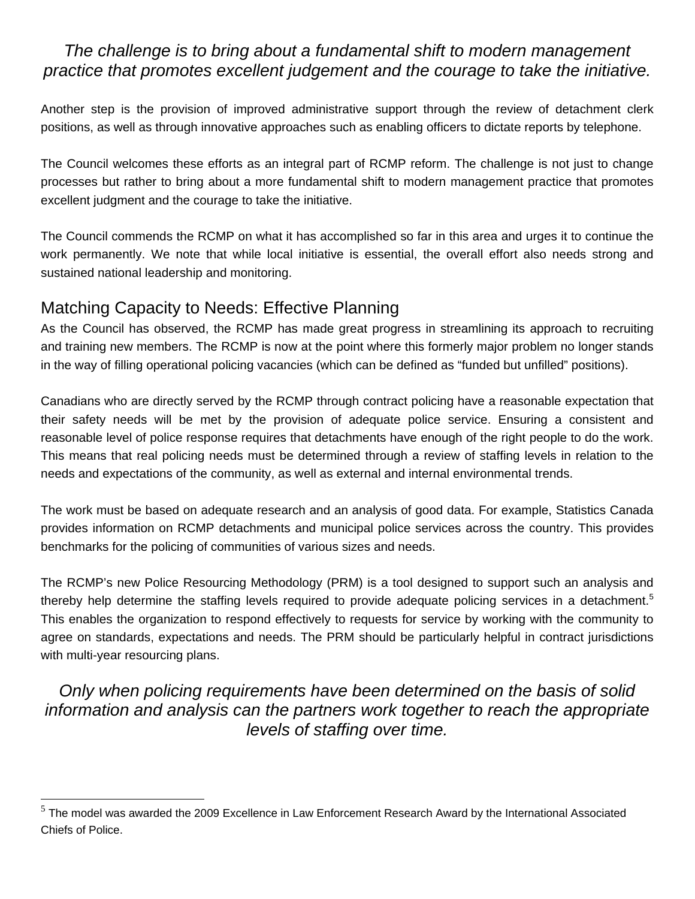*The challenge is to bring about a fundamental shift to modern management practice that promotes excellent judgement and the courage to take the initiative.*

Another step is the provision of improved administrative support through the review of detachment clerk positions, as well as through innovative approaches such as enabling officers to dictate reports by telephone.

The Council welcomes these efforts as an integral part of RCMP reform. The challenge is not just to change processes but rather to bring about a more fundamental shift to modern management practice that promotes excellent judgment and the courage to take the initiative.

The Council commends the RCMP on what it has accomplished so far in this area and urges it to continue the work permanently. We note that while local initiative is essential, the overall effort also needs strong and sustained national leadership and monitoring.

## Matching Capacity to Needs: Effective Planning

As the Council has observed, the RCMP has made great progress in streamlining its approach to recruiting and training new members. The RCMP is now at the point where this formerly major problem no longer stands in the way of filling operational policing vacancies (which can be defined as "funded but unfilled" positions).

Canadians who are directly served by the RCMP through contract policing have a reasonable expectation that their safety needs will be met by the provision of adequate police service. Ensuring a consistent and reasonable level of police response requires that detachments have enough of the right people to do the work. This means that real policing needs must be determined through a review of staffing levels in relation to the needs and expectations of the community, as well as external and internal environmental trends.

The work must be based on adequate research and an analysis of good data. For example, Statistics Canada provides information on RCMP detachments and municipal police services across the country. This provides benchmarks for the policing of communities of various sizes and needs.

The RCMP's new Police Resourcing Methodology (PRM) is a tool designed to support such an analysis and thereby help determine the staffing levels required to provide adequate policing services in a detachment.[5] This enables the organization to respond effectively to requests for service by working with the community to agree on standards, expectations and needs. The PRM should be particularly helpful in contract jurisdictions with multi-year resourcing plans.

*Only when policing requirements have been determined on the basis of solid information and analysis can the partners work together to reach the appropriate levels of staffing over time.*

---

[5] The model was awarded the 2009 Excellence in Law Enforcement Research Award by the International Associated Chiefs of Police.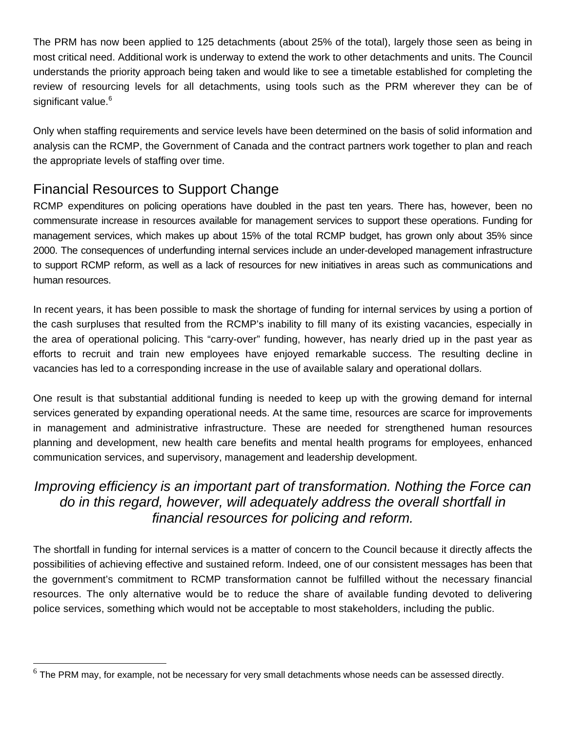The PRM has now been applied to 125 detachments (about 25% of the total), largely those seen as being in most critical need. Additional work is underway to extend the work to other detachments and units. The Council understands the priority approach being taken and would like to see a timetable established for completing the review of resourcing levels for all detachments, using tools such as the PRM wherever they can be of significant value.[6]

Only when staffing requirements and service levels have been determined on the basis of solid information and analysis can the RCMP, the Government of Canada and the contract partners work together to plan and reach the appropriate levels of staffing over time.

## Financial Resources to Support Change

RCMP expenditures on policing operations have doubled in the past ten years. There has, however, been no commensurate increase in resources available for management services to support these operations. Funding for management services, which makes up about 15% of the total RCMP budget, has grown only about 35% since 2000. The consequences of underfunding internal services include an under-developed management infrastructure to support RCMP reform, as well as a lack of resources for new initiatives in areas such as communications and human resources.

In recent years, it has been possible to mask the shortage of funding for internal services by using a portion of the cash surpluses that resulted from the RCMP's inability to fill many of its existing vacancies, especially in the area of operational policing. This "carry-over" funding, however, has nearly dried up in the past year as efforts to recruit and train new employees have enjoyed remarkable success. The resulting decline in vacancies has led to a corresponding increase in the use of available salary and operational dollars.

One result is that substantial additional funding is needed to keep up with the growing demand for internal services generated by expanding operational needs. At the same time, resources are scarce for improvements in management and administrative infrastructure. These are needed for strengthened human resources planning and development, new health care benefits and mental health programs for employees, enhanced communication services, and supervisory, management and leadership development.

*Improving efficiency is an important part of transformation. Nothing the Force can do in this regard, however, will adequately address the overall shortfall in financial resources for policing and reform.*

The shortfall in funding for internal services is a matter of concern to the Council because it directly affects the possibilities of achieving effective and sustained reform. Indeed, one of our consistent messages has been that the government's commitment to RCMP transformation cannot be fulfilled without the necessary financial resources. The only alternative would be to reduce the share of available funding devoted to delivering police services, something which would not be acceptable to most stakeholders, including the public.

---

[6] The PRM may, for example, not be necessary for very small detachments whose needs can be assessed directly.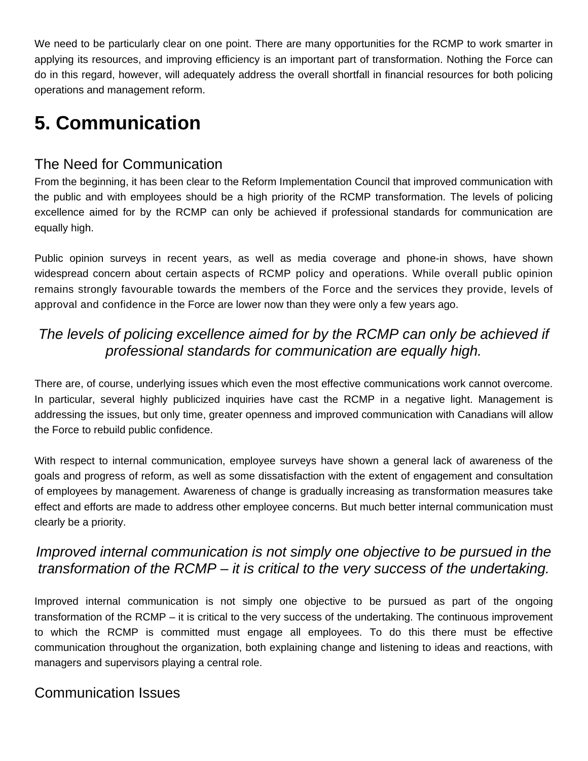We need to be particularly clear on one point. There are many opportunities for the RCMP to work smarter in applying its resources, and improving efficiency is an important part of transformation. Nothing the Force can do in this regard, however, will adequately address the overall shortfall in financial resources for both policing operations and management reform.

# 5. Communication

## The Need for Communication

From the beginning, it has been clear to the Reform Implementation Council that improved communication with the public and with employees should be a high priority of the RCMP transformation. The levels of policing excellence aimed for by the RCMP can only be achieved if professional standards for communication are equally high.

Public opinion surveys in recent years, as well as media coverage and phone-in shows, have shown widespread concern about certain aspects of RCMP policy and operations. While overall public opinion remains strongly favourable towards the members of the Force and the services they provide, levels of approval and confidence in the Force are lower now than they were only a few years ago.

*The levels of policing excellence aimed for by the RCMP can only be achieved if professional standards for communication are equally high.*

There are, of course, underlying issues which even the most effective communications work cannot overcome. In particular, several highly publicized inquiries have cast the RCMP in a negative light. Management is addressing the issues, but only time, greater openness and improved communication with Canadians will allow the Force to rebuild public confidence.

With respect to internal communication, employee surveys have shown a general lack of awareness of the goals and progress of reform, as well as some dissatisfaction with the extent of engagement and consultation of employees by management. Awareness of change is gradually increasing as transformation measures take effect and efforts are made to address other employee concerns. But much better internal communication must clearly be a priority.

*Improved internal communication is not simply one objective to be pursued in the transformation of the RCMP – it is critical to the very success of the undertaking.*

Improved internal communication is not simply one objective to be pursued as part of the ongoing transformation of the RCMP – it is critical to the very success of the undertaking. The continuous improvement to which the RCMP is committed must engage all employees. To do this there must be effective communication throughout the organization, both explaining change and listening to ideas and reactions, with managers and supervisors playing a central role.

## Communication Issues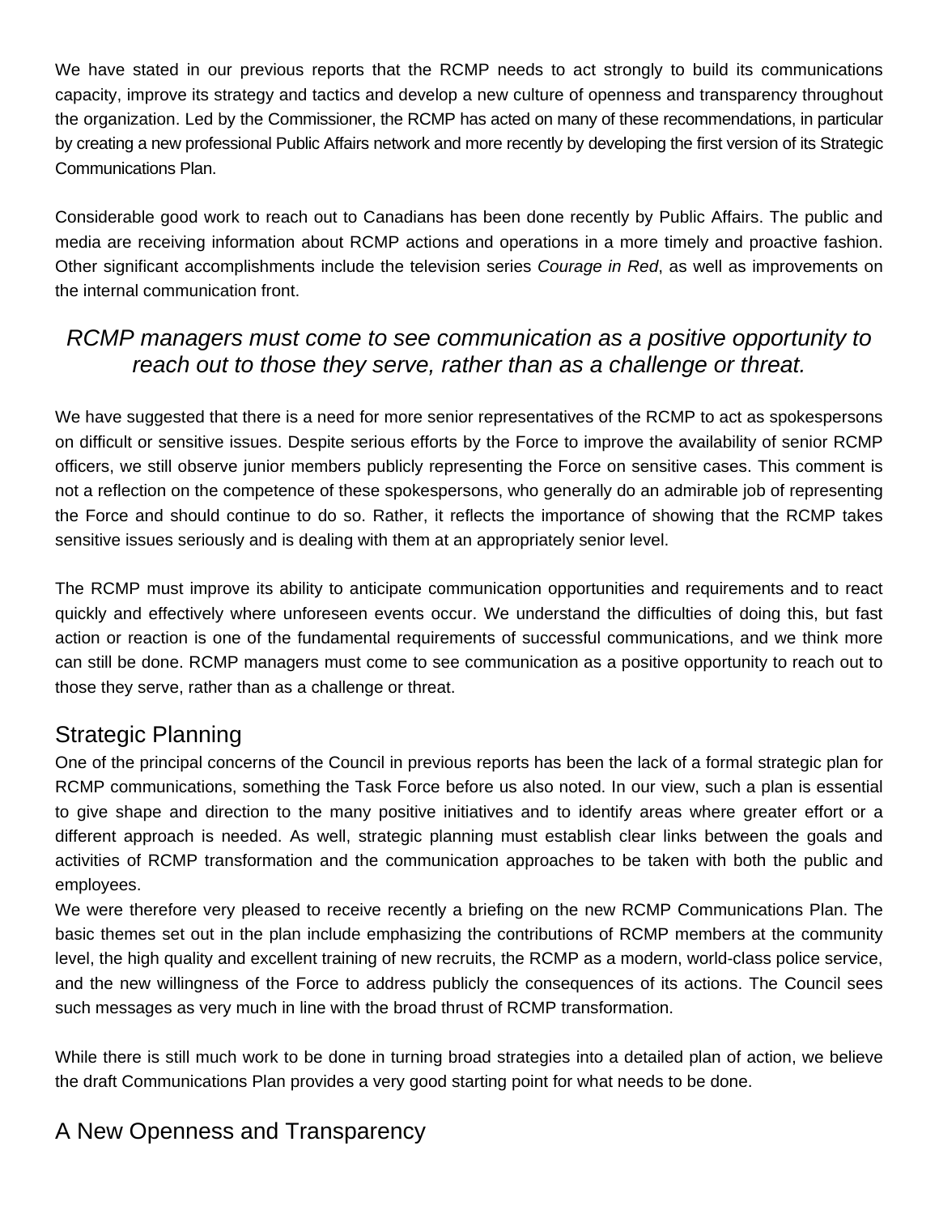We have stated in our previous reports that the RCMP needs to act strongly to build its communications capacity, improve its strategy and tactics and develop a new culture of openness and transparency throughout the organization. Led by the Commissioner, the RCMP has acted on many of these recommendations, in particular by creating a new professional Public Affairs network and more recently by developing the first version of its Strategic Communications Plan.

Considerable good work to reach out to Canadians has been done recently by Public Affairs. The public and media are receiving information about RCMP actions and operations in a more timely and proactive fashion. Other significant accomplishments include the television series *Courage in Red*, as well as improvements on the internal communication front.

*RCMP managers must come to see communication as a positive opportunity to reach out to those they serve, rather than as a challenge or threat.*

We have suggested that there is a need for more senior representatives of the RCMP to act as spokespersons on difficult or sensitive issues. Despite serious efforts by the Force to improve the availability of senior RCMP officers, we still observe junior members publicly representing the Force on sensitive cases. This comment is not a reflection on the competence of these spokespersons, who generally do an admirable job of representing the Force and should continue to do so. Rather, it reflects the importance of showing that the RCMP takes sensitive issues seriously and is dealing with them at an appropriately senior level.

The RCMP must improve its ability to anticipate communication opportunities and requirements and to react quickly and effectively where unforeseen events occur. We understand the difficulties of doing this, but fast action or reaction is one of the fundamental requirements of successful communications, and we think more can still be done. RCMP managers must come to see communication as a positive opportunity to reach out to those they serve, rather than as a challenge or threat.

## Strategic Planning

One of the principal concerns of the Council in previous reports has been the lack of a formal strategic plan for RCMP communications, something the Task Force before us also noted. In our view, such a plan is essential to give shape and direction to the many positive initiatives and to identify areas where greater effort or a different approach is needed. As well, strategic planning must establish clear links between the goals and activities of RCMP transformation and the communication approaches to be taken with both the public and employees.

We were therefore very pleased to receive recently a briefing on the new RCMP Communications Plan. The basic themes set out in the plan include emphasizing the contributions of RCMP members at the community level, the high quality and excellent training of new recruits, the RCMP as a modern, world-class police service, and the new willingness of the Force to address publicly the consequences of its actions. The Council sees such messages as very much in line with the broad thrust of RCMP transformation.

While there is still much work to be done in turning broad strategies into a detailed plan of action, we believe the draft Communications Plan provides a very good starting point for what needs to be done.

## A New Openness and Transparency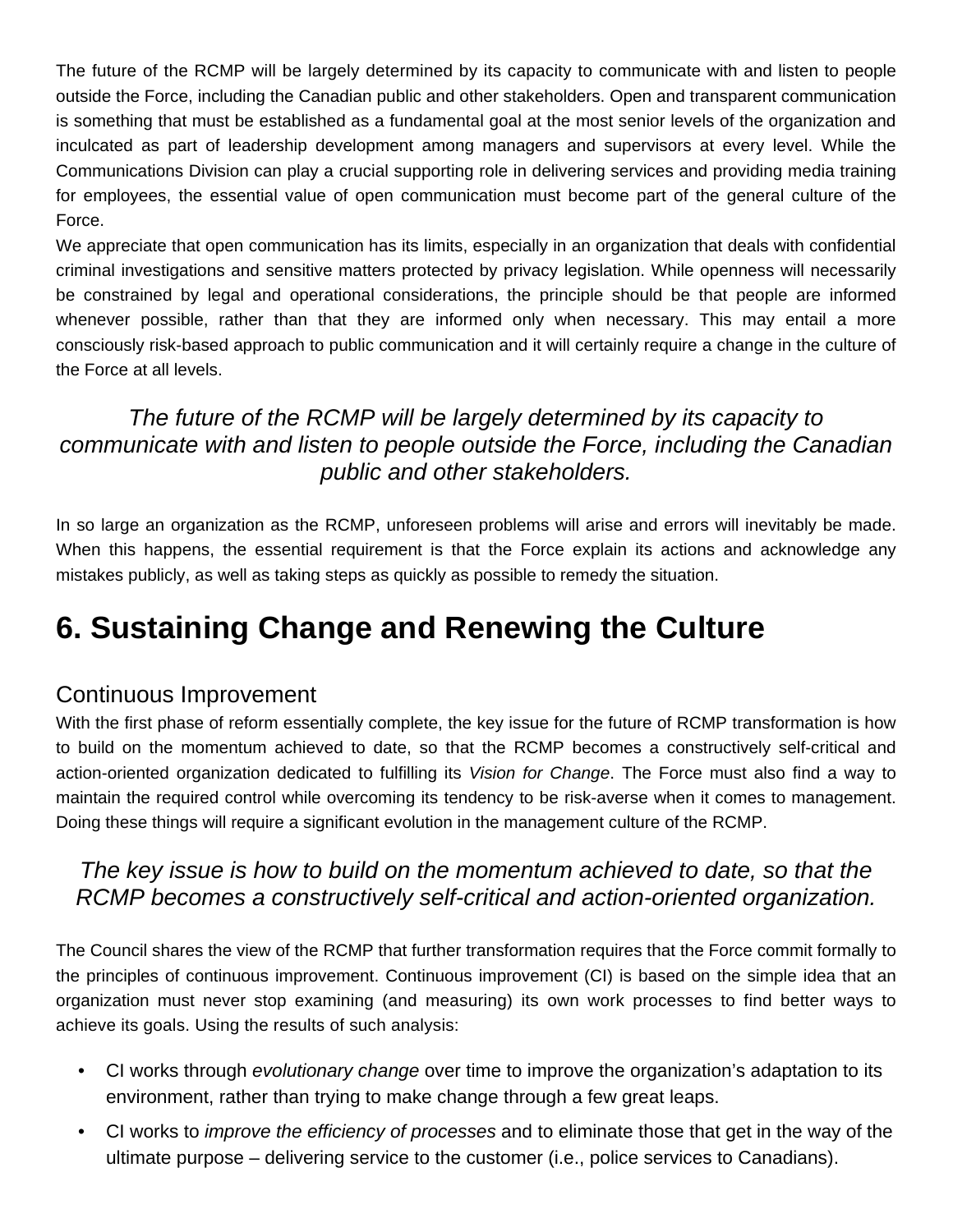The future of the RCMP will be largely determined by its capacity to communicate with and listen to people outside the Force, including the Canadian public and other stakeholders. Open and transparent communication is something that must be established as a fundamental goal at the most senior levels of the organization and inculcated as part of leadership development among managers and supervisors at every level. While the Communications Division can play a crucial supporting role in delivering services and providing media training for employees, the essential value of open communication must become part of the general culture of the Force.

We appreciate that open communication has its limits, especially in an organization that deals with confidential criminal investigations and sensitive matters protected by privacy legislation. While openness will necessarily be constrained by legal and operational considerations, the principle should be that people are informed whenever possible, rather than that they are informed only when necessary. This may entail a more consciously risk-based approach to public communication and it will certainly require a change in the culture of the Force at all levels.

> *The future of the RCMP will be largely determined by its capacity to communicate with and listen to people outside the Force, including the Canadian public and other stakeholders.*

In so large an organization as the RCMP, unforeseen problems will arise and errors will inevitably be made. When this happens, the essential requirement is that the Force explain its actions and acknowledge any mistakes publicly, as well as taking steps as quickly as possible to remedy the situation.

# 6. Sustaining Change and Renewing the Culture

## Continuous Improvement

With the first phase of reform essentially complete, the key issue for the future of RCMP transformation is how to build on the momentum achieved to date, so that the RCMP becomes a constructively self-critical and action-oriented organization dedicated to fulfilling its *Vision for Change*. The Force must also find a way to maintain the required control while overcoming its tendency to be risk-averse when it comes to management. Doing these things will require a significant evolution in the management culture of the RCMP.

> *The key issue is how to build on the momentum achieved to date, so that the RCMP becomes a constructively self-critical and action-oriented organization.*

The Council shares the view of the RCMP that further transformation requires that the Force commit formally to the principles of continuous improvement. Continuous improvement (CI) is based on the simple idea that an organization must never stop examining (and measuring) its own work processes to find better ways to achieve its goals. Using the results of such analysis:

- CI works through *evolutionary change* over time to improve the organization's adaptation to its environment, rather than trying to make change through a few great leaps.
- CI works to *improve the efficiency of processes* and to eliminate those that get in the way of the ultimate purpose – delivering service to the customer (i.e., police services to Canadians).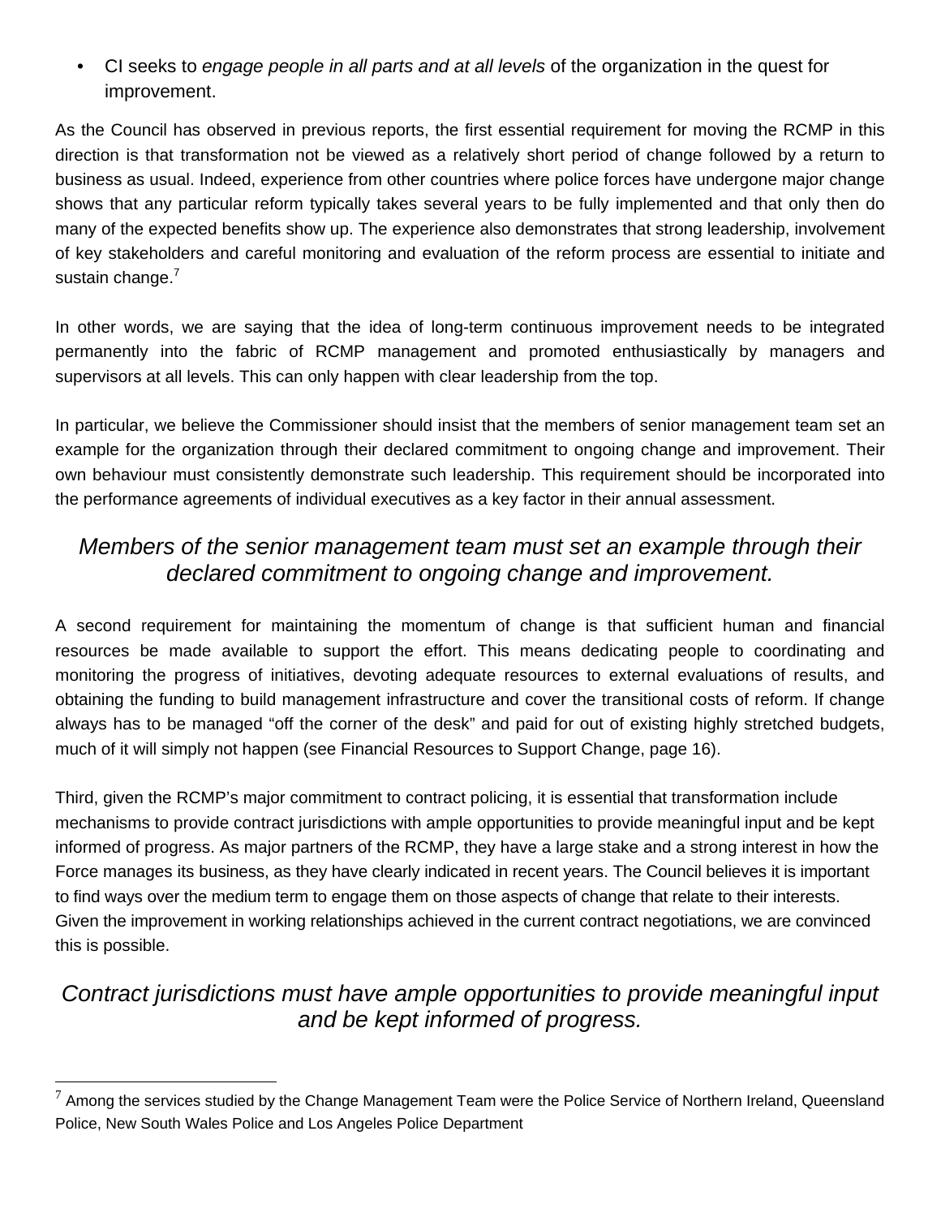- CI seeks to *engage people in all parts and at all levels* of the organization in the quest for improvement.

As the Council has observed in previous reports, the first essential requirement for moving the RCMP in this direction is that transformation not be viewed as a relatively short period of change followed by a return to business as usual. Indeed, experience from other countries where police forces have undergone major change shows that any particular reform typically takes several years to be fully implemented and that only then do many of the expected benefits show up. The experience also demonstrates that strong leadership, involvement of key stakeholders and careful monitoring and evaluation of the reform process are essential to initiate and sustain change.[7]

In other words, we are saying that the idea of long-term continuous improvement needs to be integrated permanently into the fabric of RCMP management and promoted enthusiastically by managers and supervisors at all levels. This can only happen with clear leadership from the top.

In particular, we believe the Commissioner should insist that the members of senior management team set an example for the organization through their declared commitment to ongoing change and improvement. Their own behaviour must consistently demonstrate such leadership. This requirement should be incorporated into the performance agreements of individual executives as a key factor in their annual assessment.

*Members of the senior management team must set an example through their declared commitment to ongoing change and improvement.*

A second requirement for maintaining the momentum of change is that sufficient human and financial resources be made available to support the effort. This means dedicating people to coordinating and monitoring the progress of initiatives, devoting adequate resources to external evaluations of results, and obtaining the funding to build management infrastructure and cover the transitional costs of reform. If change always has to be managed "off the corner of the desk" and paid for out of existing highly stretched budgets, much of it will simply not happen (see Financial Resources to Support Change, page 16).

Third, given the RCMP's major commitment to contract policing, it is essential that transformation include mechanisms to provide contract jurisdictions with ample opportunities to provide meaningful input and be kept informed of progress. As major partners of the RCMP, they have a large stake and a strong interest in how the Force manages its business, as they have clearly indicated in recent years. The Council believes it is important to find ways over the medium term to engage them on those aspects of change that relate to their interests. Given the improvement in working relationships achieved in the current contract negotiations, we are convinced this is possible.

*Contract jurisdictions must have ample opportunities to provide meaningful input and be kept informed of progress.*

[7] Among the services studied by the Change Management Team were the Police Service of Northern Ireland, Queensland Police, New South Wales Police and Los Angeles Police Department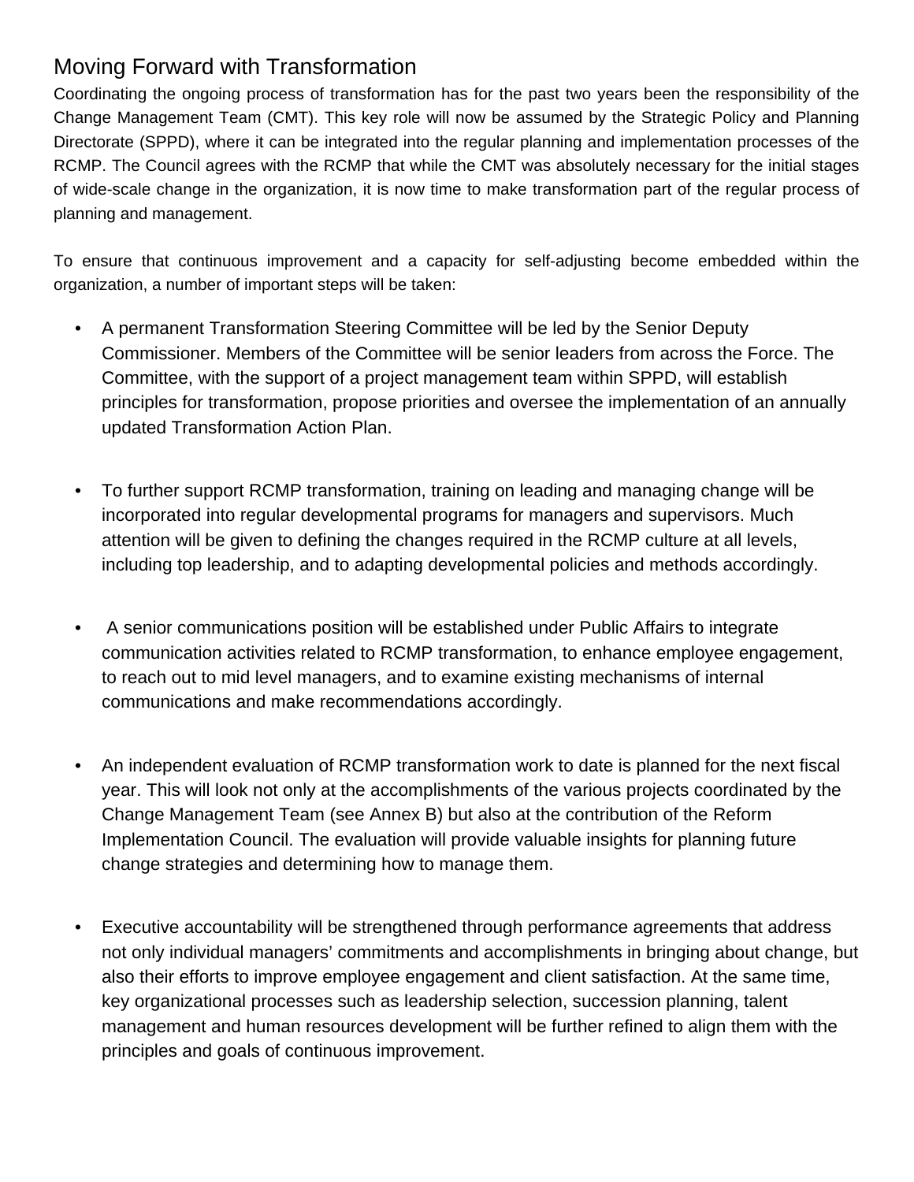## Moving Forward with Transformation

Coordinating the ongoing process of transformation has for the past two years been the responsibility of the Change Management Team (CMT). This key role will now be assumed by the Strategic Policy and Planning Directorate (SPPD), where it can be integrated into the regular planning and implementation processes of the RCMP. The Council agrees with the RCMP that while the CMT was absolutely necessary for the initial stages of wide-scale change in the organization, it is now time to make transformation part of the regular process of planning and management.

To ensure that continuous improvement and a capacity for self-adjusting become embedded within the organization, a number of important steps will be taken:

- A permanent Transformation Steering Committee will be led by the Senior Deputy Commissioner. Members of the Committee will be senior leaders from across the Force. The Committee, with the support of a project management team within SPPD, will establish principles for transformation, propose priorities and oversee the implementation of an annually updated Transformation Action Plan.

- To further support RCMP transformation, training on leading and managing change will be incorporated into regular developmental programs for managers and supervisors. Much attention will be given to defining the changes required in the RCMP culture at all levels, including top leadership, and to adapting developmental policies and methods accordingly.

- A senior communications position will be established under Public Affairs to integrate communication activities related to RCMP transformation, to enhance employee engagement, to reach out to mid level managers, and to examine existing mechanisms of internal communications and make recommendations accordingly.

- An independent evaluation of RCMP transformation work to date is planned for the next fiscal year. This will look not only at the accomplishments of the various projects coordinated by the Change Management Team (see Annex B) but also at the contribution of the Reform Implementation Council. The evaluation will provide valuable insights for planning future change strategies and determining how to manage them.

- Executive accountability will be strengthened through performance agreements that address not only individual managers' commitments and accomplishments in bringing about change, but also their efforts to improve employee engagement and client satisfaction. At the same time, key organizational processes such as leadership selection, succession planning, talent management and human resources development will be further refined to align them with the principles and goals of continuous improvement.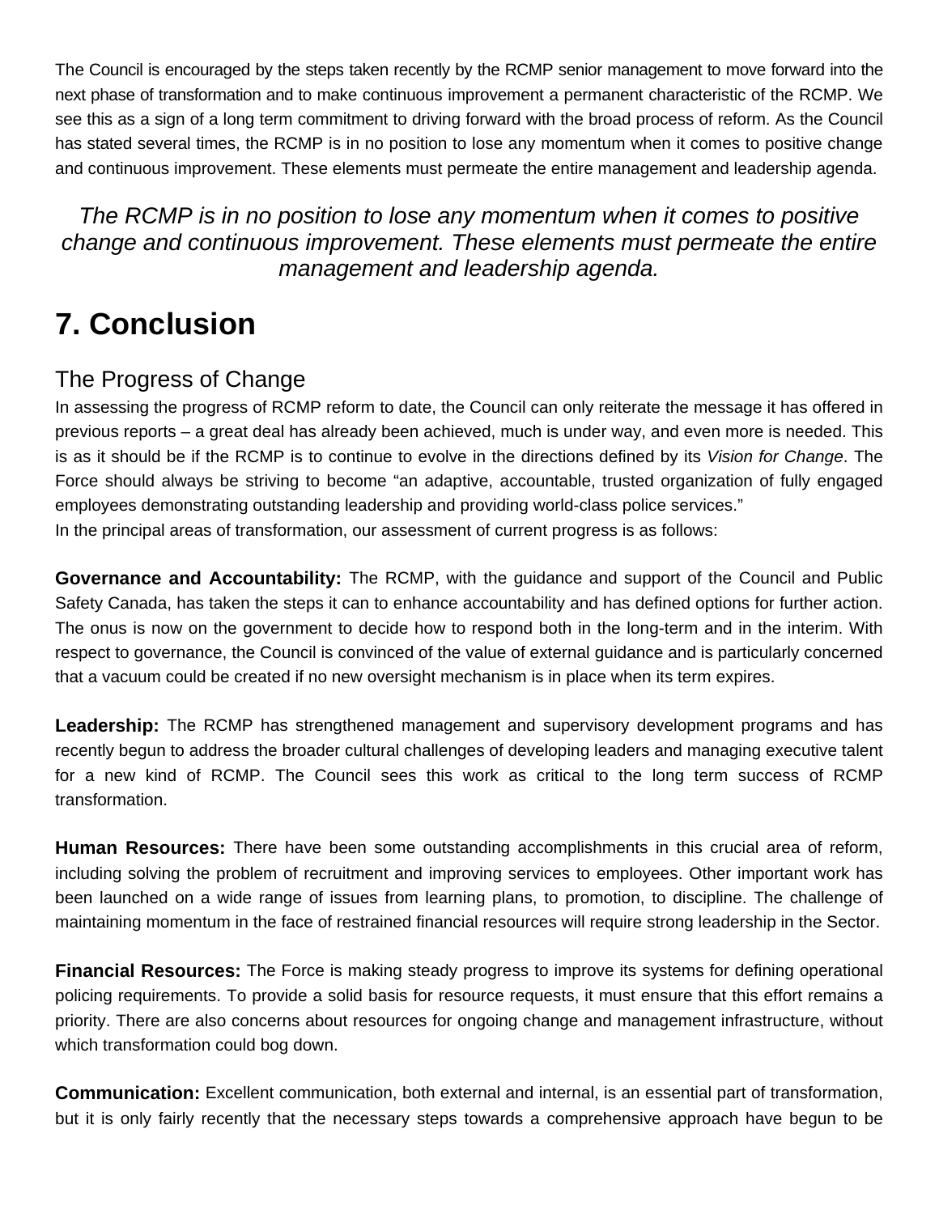The Council is encouraged by the steps taken recently by the RCMP senior management to move forward into the next phase of transformation and to make continuous improvement a permanent characteristic of the RCMP. We see this as a sign of a long term commitment to driving forward with the broad process of reform. As the Council has stated several times, the RCMP is in no position to lose any momentum when it comes to positive change and continuous improvement. These elements must permeate the entire management and leadership agenda.

*The RCMP is in no position to lose any momentum when it comes to positive change and continuous improvement. These elements must permeate the entire management and leadership agenda.*

# 7. Conclusion

## The Progress of Change

In assessing the progress of RCMP reform to date, the Council can only reiterate the message it has offered in previous reports – a great deal has already been achieved, much is under way, and even more is needed. This is as it should be if the RCMP is to continue to evolve in the directions defined by its *Vision for Change*. The Force should always be striving to become "an adaptive, accountable, trusted organization of fully engaged employees demonstrating outstanding leadership and providing world-class police services."

In the principal areas of transformation, our assessment of current progress is as follows:

**Governance and Accountability:** The RCMP, with the guidance and support of the Council and Public Safety Canada, has taken the steps it can to enhance accountability and has defined options for further action. The onus is now on the government to decide how to respond both in the long-term and in the interim. With respect to governance, the Council is convinced of the value of external guidance and is particularly concerned that a vacuum could be created if no new oversight mechanism is in place when its term expires.

**Leadership:** The RCMP has strengthened management and supervisory development programs and has recently begun to address the broader cultural challenges of developing leaders and managing executive talent for a new kind of RCMP. The Council sees this work as critical to the long term success of RCMP transformation.

**Human Resources:** There have been some outstanding accomplishments in this crucial area of reform, including solving the problem of recruitment and improving services to employees. Other important work has been launched on a wide range of issues from learning plans, to promotion, to discipline. The challenge of maintaining momentum in the face of restrained financial resources will require strong leadership in the Sector.

**Financial Resources:** The Force is making steady progress to improve its systems for defining operational policing requirements. To provide a solid basis for resource requests, it must ensure that this effort remains a priority. There are also concerns about resources for ongoing change and management infrastructure, without which transformation could bog down.

**Communication:** Excellent communication, both external and internal, is an essential part of transformation, but it is only fairly recently that the necessary steps towards a comprehensive approach have begun to be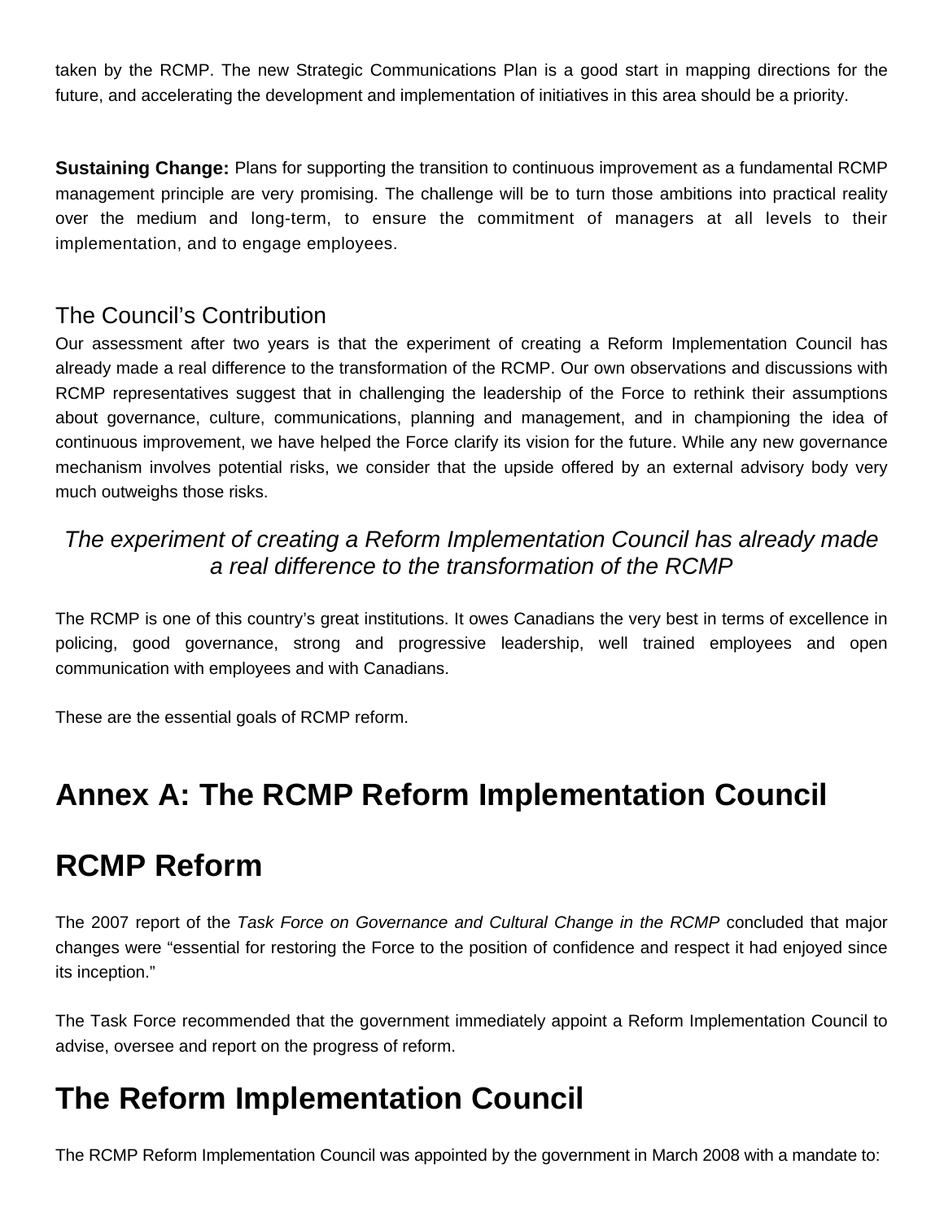taken by the RCMP. The new Strategic Communications Plan is a good start in mapping directions for the future, and accelerating the development and implementation of initiatives in this area should be a priority.

**Sustaining Change:** Plans for supporting the transition to continuous improvement as a fundamental RCMP management principle are very promising. The challenge will be to turn those ambitions into practical reality over the medium and long-term, to ensure the commitment of managers at all levels to their implementation, and to engage employees.

### The Council's Contribution

Our assessment after two years is that the experiment of creating a Reform Implementation Council has already made a real difference to the transformation of the RCMP. Our own observations and discussions with RCMP representatives suggest that in challenging the leadership of the Force to rethink their assumptions about governance, culture, communications, planning and management, and in championing the idea of continuous improvement, we have helped the Force clarify its vision for the future. While any new governance mechanism involves potential risks, we consider that the upside offered by an external advisory body very much outweighs those risks.

*The experiment of creating a Reform Implementation Council has already made a real difference to the transformation of the RCMP*

The RCMP is one of this country's great institutions. It owes Canadians the very best in terms of excellence in policing, good governance, strong and progressive leadership, well trained employees and open communication with employees and with Canadians.

These are the essential goals of RCMP reform.

# Annex A: The RCMP Reform Implementation Council

# RCMP Reform

The 2007 report of the *Task Force on Governance and Cultural Change in the RCMP* concluded that major changes were "essential for restoring the Force to the position of confidence and respect it had enjoyed since its inception."

The Task Force recommended that the government immediately appoint a Reform Implementation Council to advise, oversee and report on the progress of reform.

# The Reform Implementation Council

The RCMP Reform Implementation Council was appointed by the government in March 2008 with a mandate to: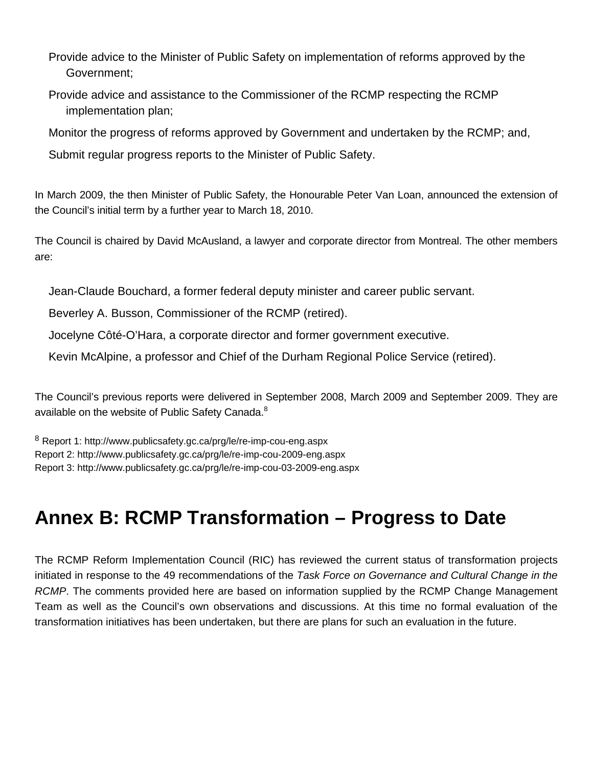- Provide advice to the Minister of Public Safety on implementation of reforms approved by the Government;
- Provide advice and assistance to the Commissioner of the RCMP respecting the RCMP implementation plan;
- Monitor the progress of reforms approved by Government and undertaken by the RCMP; and,
- Submit regular progress reports to the Minister of Public Safety.

In March 2009, the then Minister of Public Safety, the Honourable Peter Van Loan, announced the extension of the Council's initial term by a further year to March 18, 2010.

The Council is chaired by David McAusland, a lawyer and corporate director from Montreal. The other members are:

- Jean-Claude Bouchard, a former federal deputy minister and career public servant.
- Beverley A. Busson, Commissioner of the RCMP (retired).
- Jocelyne Côté-O'Hara, a corporate director and former government executive.
- Kevin McAlpine, a professor and Chief of the Durham Regional Police Service (retired).

The Council's previous reports were delivered in September 2008, March 2009 and September 2009. They are available on the website of Public Safety Canada.[8]

[8] Report 1: http://www.publicsafety.gc.ca/prg/le/re-imp-cou-eng.aspx
Report 2: http://www.publicsafety.gc.ca/prg/le/re-imp-cou-2009-eng.aspx
Report 3: http://www.publicsafety.gc.ca/prg/le/re-imp-cou-03-2009-eng.aspx

# Annex B: RCMP Transformation – Progress to Date

The RCMP Reform Implementation Council (RIC) has reviewed the current status of transformation projects initiated in response to the 49 recommendations of the *Task Force on Governance and Cultural Change in the RCMP*. The comments provided here are based on information supplied by the RCMP Change Management Team as well as the Council's own observations and discussions. At this time no formal evaluation of the transformation initiatives has been undertaken, but there are plans for such an evaluation in the future.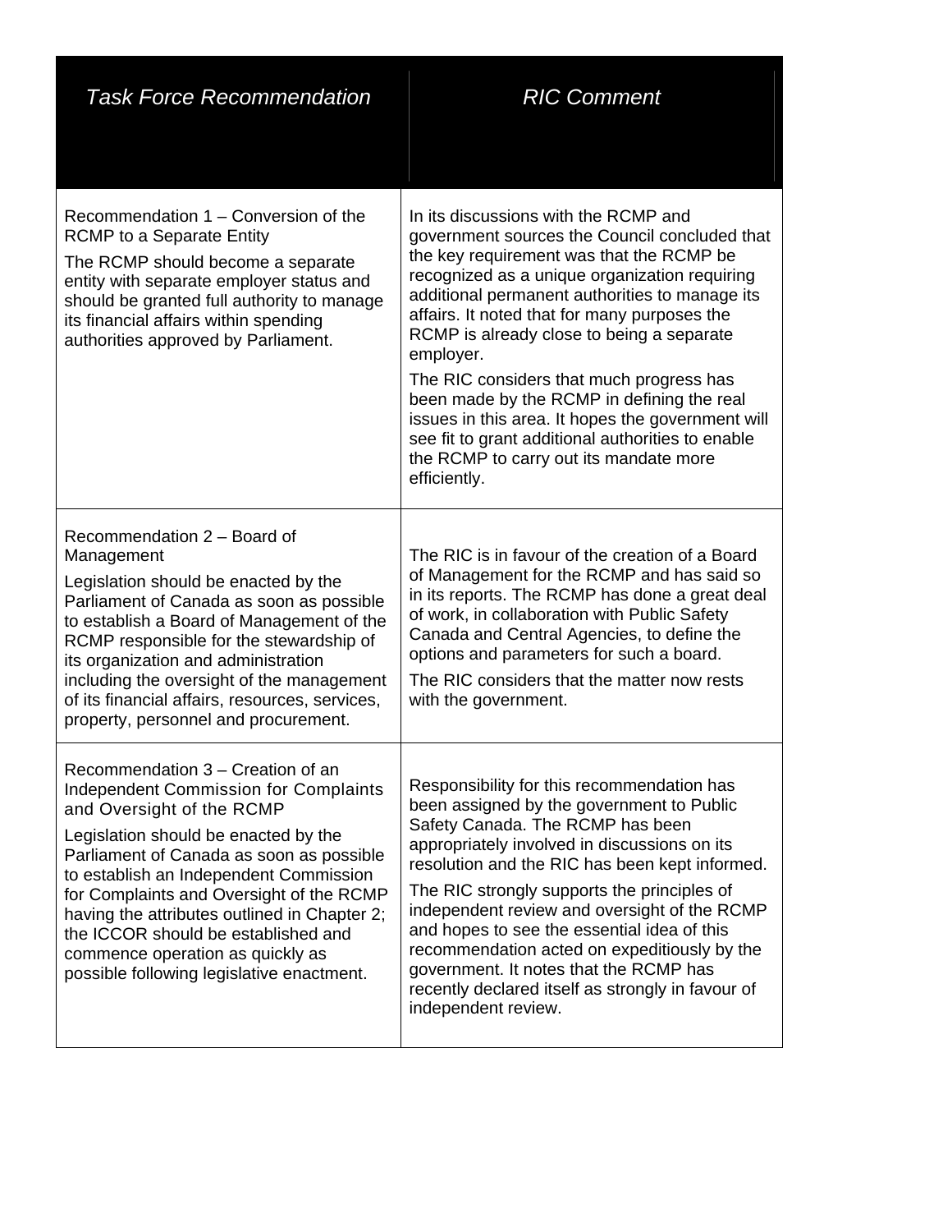| *Task Force Recommendation* | *RIC Comment* |
|---|---|
| Recommendation 1 – Conversion of the RCMP to a Separate Entity<br><br>The RCMP should become a separate entity with separate employer status and should be granted full authority to manage its financial affairs within spending authorities approved by Parliament. | In its discussions with the RCMP and government sources the Council concluded that the key requirement was that the RCMP be recognized as a unique organization requiring additional permanent authorities to manage its affairs. It noted that for many purposes the RCMP is already close to being a separate employer.<br><br>The RIC considers that much progress has been made by the RCMP in defining the real issues in this area. It hopes the government will see fit to grant additional authorities to enable the RCMP to carry out its mandate more efficiently. |
| Recommendation 2 – Board of Management<br><br>Legislation should be enacted by the Parliament of Canada as soon as possible to establish a Board of Management of the RCMP responsible for the stewardship of its organization and administration including the oversight of the management of its financial affairs, resources, services, property, personnel and procurement. | The RIC is in favour of the creation of a Board of Management for the RCMP and has said so in its reports. The RCMP has done a great deal of work, in collaboration with Public Safety Canada and Central Agencies, to define the options and parameters for such a board.<br><br>The RIC considers that the matter now rests with the government. |
| Recommendation 3 – Creation of an Independent Commission for Complaints and Oversight of the RCMP<br><br>Legislation should be enacted by the Parliament of Canada as soon as possible to establish an Independent Commission for Complaints and Oversight of the RCMP having the attributes outlined in Chapter 2; the ICCOR should be established and commence operation as quickly as possible following legislative enactment. | Responsibility for this recommendation has been assigned by the government to Public Safety Canada. The RCMP has been appropriately involved in discussions on its resolution and the RIC has been kept informed.<br><br>The RIC strongly supports the principles of independent review and oversight of the RCMP and hopes to see the essential idea of this recommendation acted on expeditiously by the government. It notes that the RCMP has recently declared itself as strongly in favour of independent review. |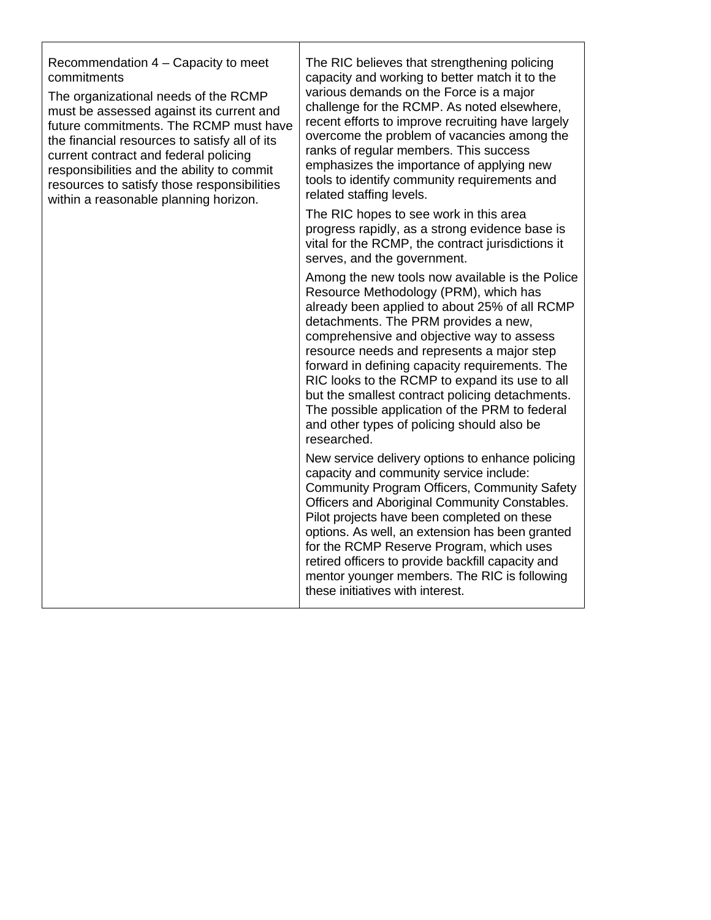| | |
|---|---|
| Recommendation 4 – Capacity to meet commitments<br><br>The organizational needs of the RCMP must be assessed against its current and future commitments. The RCMP must have the financial resources to satisfy all of its current contract and federal policing responsibilities and the ability to commit resources to satisfy those responsibilities within a reasonable planning horizon. | The RIC believes that strengthening policing capacity and working to better match it to the various demands on the Force is a major challenge for the RCMP. As noted elsewhere, recent efforts to improve recruiting have largely overcome the problem of vacancies among the ranks of regular members. This success emphasizes the importance of applying new tools to identify community requirements and related staffing levels.<br><br>The RIC hopes to see work in this area progress rapidly, as a strong evidence base is vital for the RCMP, the contract jurisdictions it serves, and the government.<br><br>Among the new tools now available is the Police Resource Methodology (PRM), which has already been applied to about 25% of all RCMP detachments. The PRM provides a new, comprehensive and objective way to assess resource needs and represents a major step forward in defining capacity requirements. The RIC looks to the RCMP to expand its use to all but the smallest contract policing detachments. The possible application of the PRM to federal and other types of policing should also be researched.<br><br>New service delivery options to enhance policing capacity and community service include: Community Program Officers, Community Safety Officers and Aboriginal Community Constables. Pilot projects have been completed on these options. As well, an extension has been granted for the RCMP Reserve Program, which uses retired officers to provide backfill capacity and mentor younger members. The RIC is following these initiatives with interest. |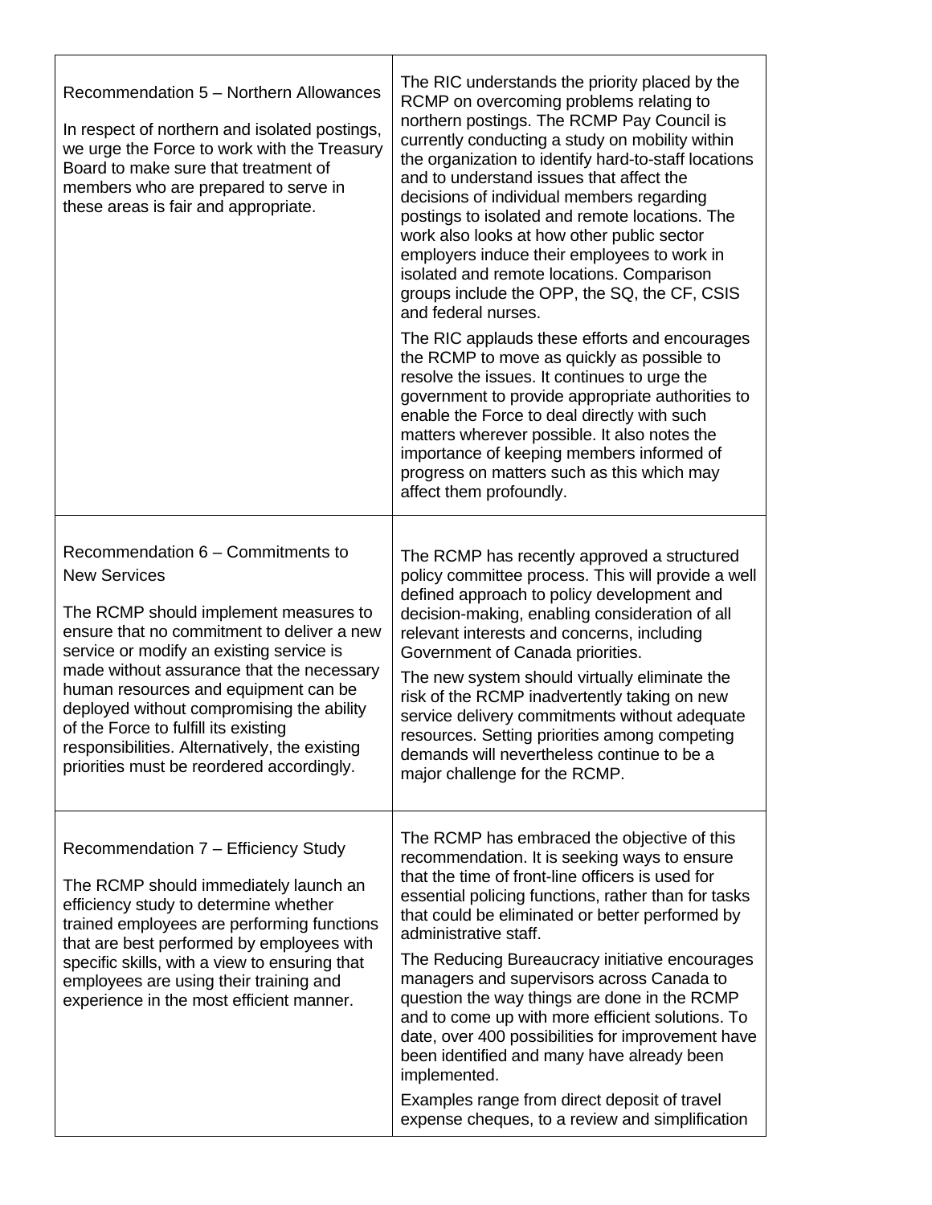| | |
|---|---|
| Recommendation 5 – Northern Allowances<br><br>In respect of northern and isolated postings, we urge the Force to work with the Treasury Board to make sure that treatment of members who are prepared to serve in these areas is fair and appropriate. | The RIC understands the priority placed by the RCMP on overcoming problems relating to northern postings. The RCMP Pay Council is currently conducting a study on mobility within the organization to identify hard-to-staff locations and to understand issues that affect the decisions of individual members regarding postings to isolated and remote locations. The work also looks at how other public sector employers induce their employees to work in isolated and remote locations. Comparison groups include the OPP, the SQ, the CF, CSIS and federal nurses.<br><br>The RIC applauds these efforts and encourages the RCMP to move as quickly as possible to resolve the issues. It continues to urge the government to provide appropriate authorities to enable the Force to deal directly with such matters wherever possible. It also notes the importance of keeping members informed of progress on matters such as this which may affect them profoundly. |
| Recommendation 6 – Commitments to New Services<br><br>The RCMP should implement measures to ensure that no commitment to deliver a new service or modify an existing service is made without assurance that the necessary human resources and equipment can be deployed without compromising the ability of the Force to fulfill its existing responsibilities. Alternatively, the existing priorities must be reordered accordingly. | The RCMP has recently approved a structured policy committee process. This will provide a well defined approach to policy development and decision-making, enabling consideration of all relevant interests and concerns, including Government of Canada priorities.<br><br>The new system should virtually eliminate the risk of the RCMP inadvertently taking on new service delivery commitments without adequate resources. Setting priorities among competing demands will nevertheless continue to be a major challenge for the RCMP. |
| Recommendation 7 – Efficiency Study<br><br>The RCMP should immediately launch an efficiency study to determine whether trained employees are performing functions that are best performed by employees with specific skills, with a view to ensuring that employees are using their training and experience in the most efficient manner. | The RCMP has embraced the objective of this recommendation. It is seeking ways to ensure that the time of front-line officers is used for essential policing functions, rather than for tasks that could be eliminated or better performed by administrative staff.<br><br>The Reducing Bureaucracy initiative encourages managers and supervisors across Canada to question the way things are done in the RCMP and to come up with more efficient solutions. To date, over 400 possibilities for improvement have been identified and many have already been implemented.<br><br>Examples range from direct deposit of travel expense cheques, to a review and simplification |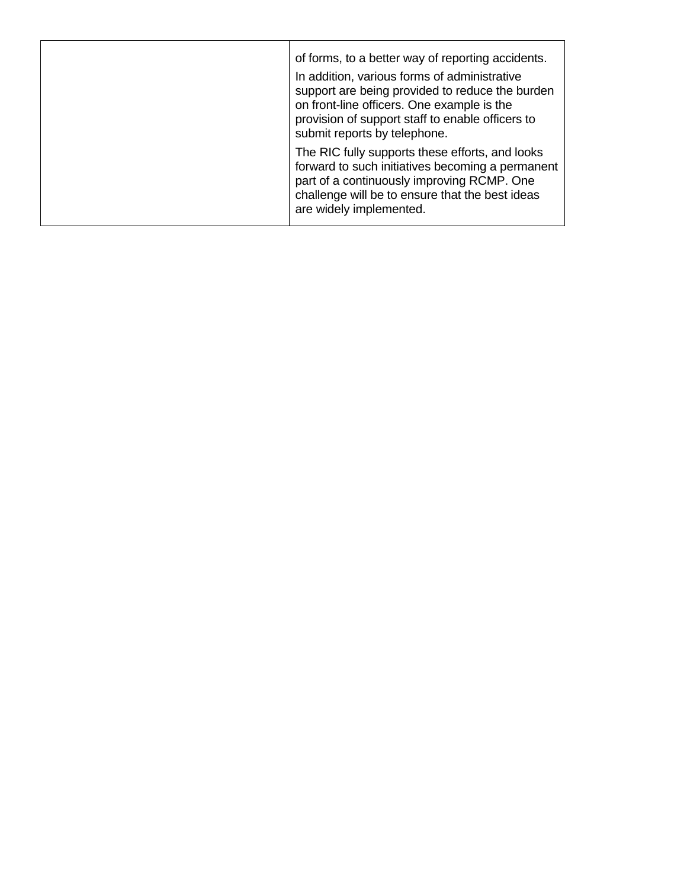| | |
|---|---|
| | of forms, to a better way of reporting accidents.<br><br>In addition, various forms of administrative support are being provided to reduce the burden on front-line officers. One example is the provision of support staff to enable officers to submit reports by telephone.<br><br>The RIC fully supports these efforts, and looks forward to such initiatives becoming a permanent part of a continuously improving RCMP. One challenge will be to ensure that the best ideas are widely implemented. |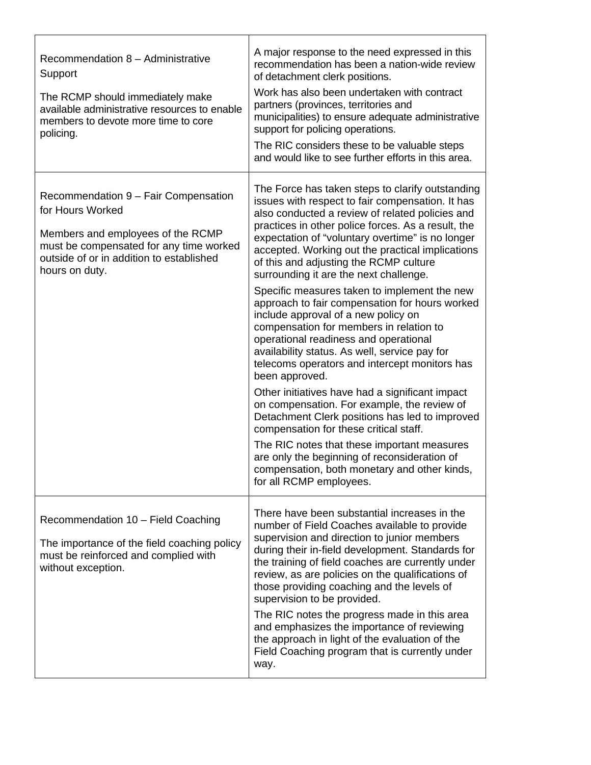| | |
|---|---|
| Recommendation 8 – Administrative Support<br><br>The RCMP should immediately make available administrative resources to enable members to devote more time to core policing. | A major response to the need expressed in this recommendation has been a nation-wide review of detachment clerk positions.<br><br>Work has also been undertaken with contract partners (provinces, territories and municipalities) to ensure adequate administrative support for policing operations.<br><br>The RIC considers these to be valuable steps and would like to see further efforts in this area. |
| Recommendation 9 – Fair Compensation for Hours Worked<br><br>Members and employees of the RCMP must be compensated for any time worked outside of or in addition to established hours on duty. | The Force has taken steps to clarify outstanding issues with respect to fair compensation. It has also conducted a review of related policies and practices in other police forces. As a result, the expectation of “voluntary overtime” is no longer accepted. Working out the practical implications of this and adjusting the RCMP culture surrounding it are the next challenge.<br><br>Specific measures taken to implement the new approach to fair compensation for hours worked include approval of a new policy on compensation for members in relation to operational readiness and operational availability status. As well, service pay for telecoms operators and intercept monitors has been approved.<br><br>Other initiatives have had a significant impact on compensation. For example, the review of Detachment Clerk positions has led to improved compensation for these critical staff.<br><br>The RIC notes that these important measures are only the beginning of reconsideration of compensation, both monetary and other kinds, for all RCMP employees. |
| Recommendation 10 – Field Coaching<br><br>The importance of the field coaching policy must be reinforced and complied with without exception. | There have been substantial increases in the number of Field Coaches available to provide supervision and direction to junior members during their in-field development. Standards for the training of field coaches are currently under review, as are policies on the qualifications of those providing coaching and the levels of supervision to be provided.<br><br>The RIC notes the progress made in this area and emphasizes the importance of reviewing the approach in light of the evaluation of the Field Coaching program that is currently under way. |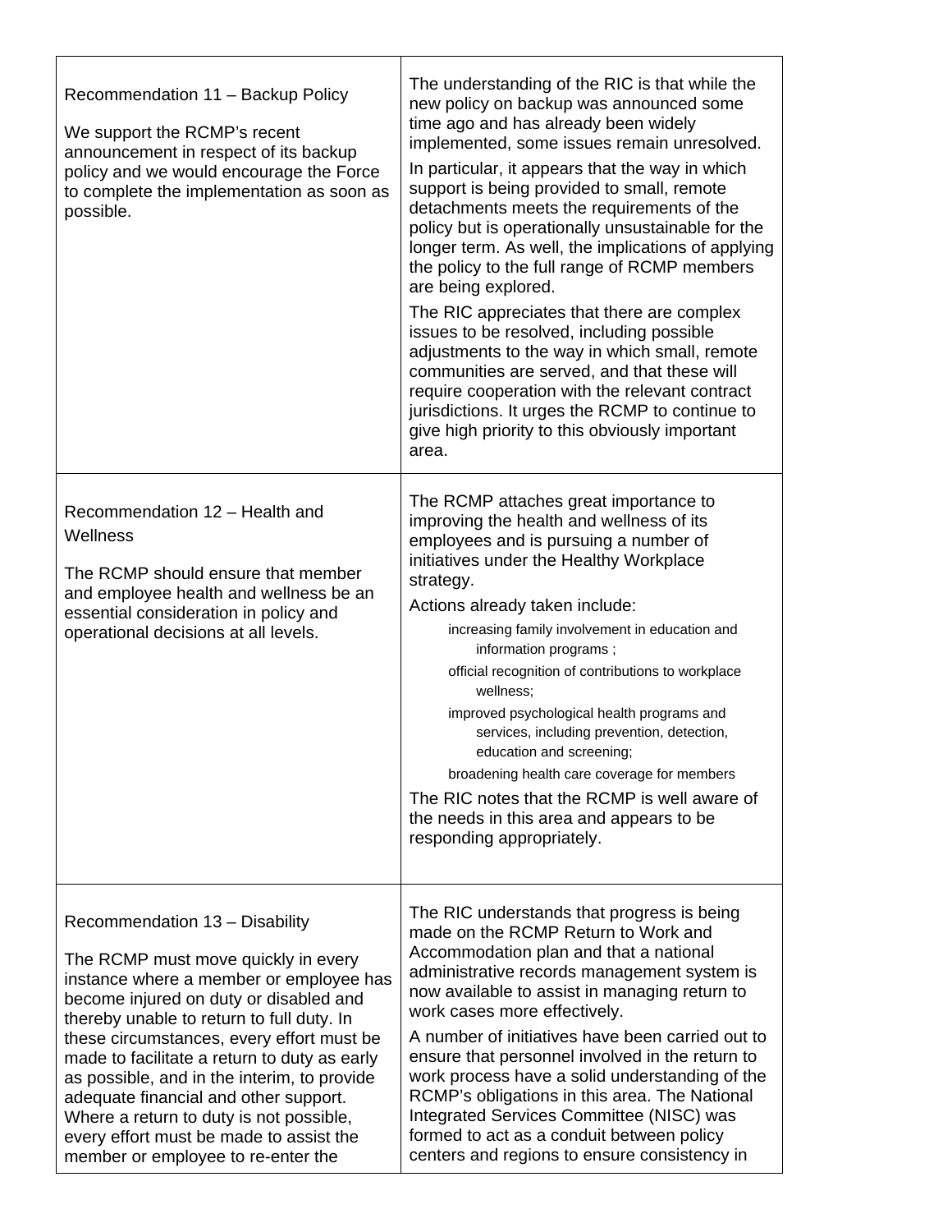| | |
|---|---|
| Recommendation 11 – Backup Policy<br><br>We support the RCMP's recent announcement in respect of its backup policy and we would encourage the Force to complete the implementation as soon as possible. | The understanding of the RIC is that while the new policy on backup was announced some time ago and has already been widely implemented, some issues remain unresolved.<br><br>In particular, it appears that the way in which support is being provided to small, remote detachments meets the requirements of the policy but is operationally unsustainable for the longer term. As well, the implications of applying the policy to the full range of RCMP members are being explored.<br><br>The RIC appreciates that there are complex issues to be resolved, including possible adjustments to the way in which small, remote communities are served, and that these will require cooperation with the relevant contract jurisdictions. It urges the RCMP to continue to give high priority to this obviously important area. |
| Recommendation 12 – Health and Wellness<br><br>The RCMP should ensure that member and employee health and wellness be an essential consideration in policy and operational decisions at all levels. | The RCMP attaches great importance to improving the health and wellness of its employees and is pursuing a number of initiatives under the Healthy Workplace strategy.<br><br>Actions already taken include:<br>- increasing family involvement in education and information programs ;<br>- official recognition of contributions to workplace wellness;<br>- improved psychological health programs and services, including prevention, detection, education and screening;<br>- broadening health care coverage for members<br><br>The RIC notes that the RCMP is well aware of the needs in this area and appears to be responding appropriately. |
| Recommendation 13 – Disability<br><br>The RCMP must move quickly in every instance where a member or employee has become injured on duty or disabled and thereby unable to return to full duty. In these circumstances, every effort must be made to facilitate a return to duty as early as possible, and in the interim, to provide adequate financial and other support. Where a return to duty is not possible, every effort must be made to assist the member or employee to re-enter the | The RIC understands that progress is being made on the RCMP Return to Work and Accommodation plan and that a national administrative records management system is now available to assist in managing return to work cases more effectively.<br><br>A number of initiatives have been carried out to ensure that personnel involved in the return to work process have a solid understanding of the RCMP's obligations in this area. The National Integrated Services Committee (NISC) was formed to act as a conduit between policy centers and regions to ensure consistency in |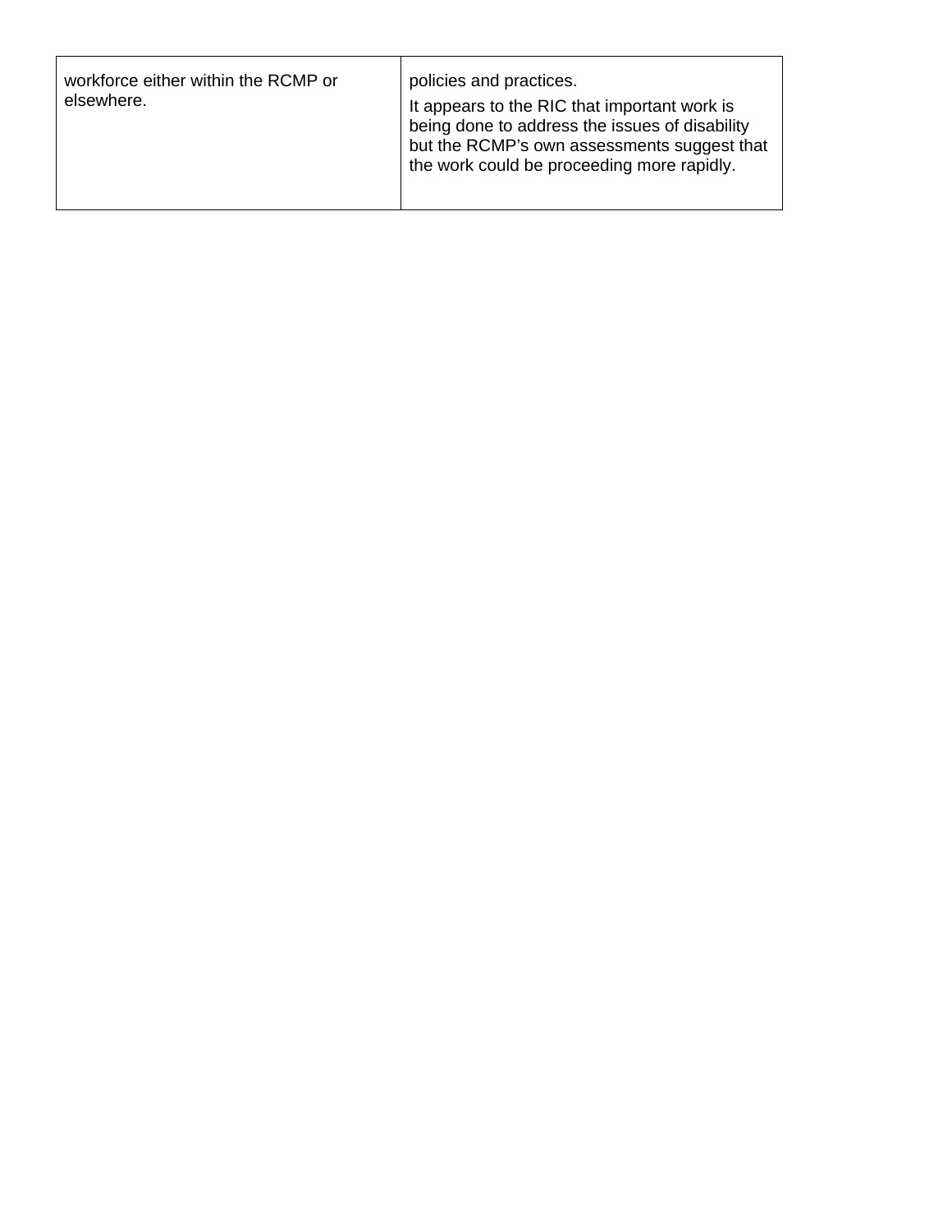| | |
|---|---|
| workforce either within the RCMP or elsewhere. | policies and practices.<br><br>It appears to the RIC that important work is being done to address the issues of disability but the RCMP's own assessments suggest that the work could be proceeding more rapidly. |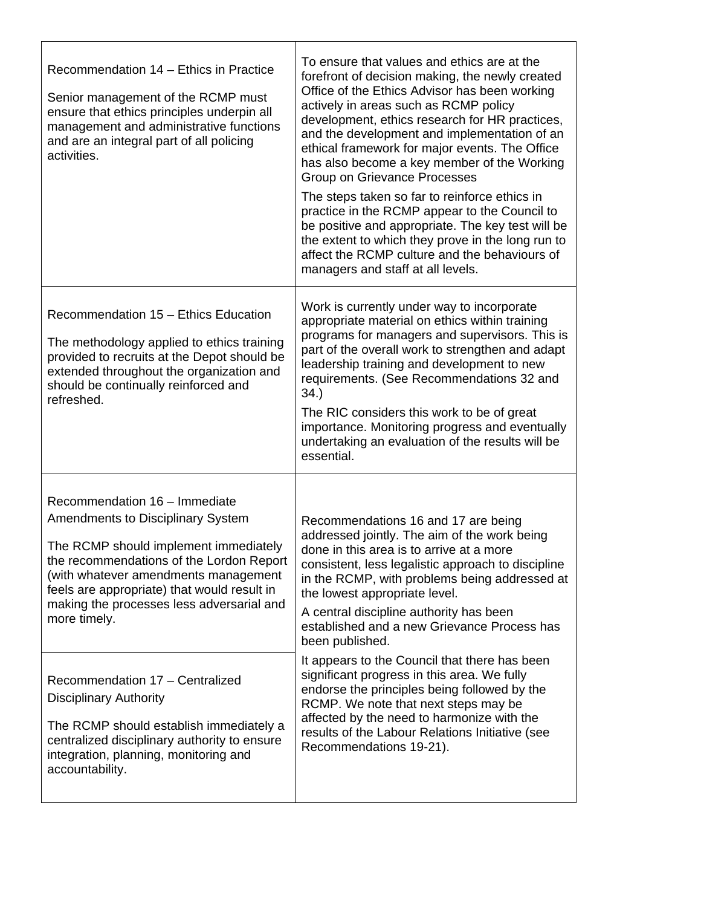| Recommendation | Progress |
|---|---|
| Recommendation 14 – Ethics in Practice<br><br>Senior management of the RCMP must ensure that ethics principles underpin all management and administrative functions and are an integral part of all policing activities. | To ensure that values and ethics are at the forefront of decision making, the newly created Office of the Ethics Advisor has been working actively in areas such as RCMP policy development, ethics research for HR practices, and the development and implementation of an ethical framework for major events. The Office has also become a key member of the Working Group on Grievance Processes<br><br>The steps taken so far to reinforce ethics in practice in the RCMP appear to the Council to be positive and appropriate. The key test will be the extent to which they prove in the long run to affect the RCMP culture and the behaviours of managers and staff at all levels. |
| Recommendation 15 – Ethics Education<br><br>The methodology applied to ethics training provided to recruits at the Depot should be extended throughout the organization and should be continually reinforced and refreshed. | Work is currently under way to incorporate appropriate material on ethics within training programs for managers and supervisors. This is part of the overall work to strengthen and adapt leadership training and development to new requirements. (See Recommendations 32 and 34.)<br><br>The RIC considers this work to be of great importance. Monitoring progress and eventually undertaking an evaluation of the results will be essential. |
| Recommendation 16 – Immediate Amendments to Disciplinary System<br><br>The RCMP should implement immediately the recommendations of the Lordon Report (with whatever amendments management feels are appropriate) that would result in making the processes less adversarial and more timely. | Recommendations 16 and 17 are being addressed jointly. The aim of the work being done in this area is to arrive at a more consistent, less legalistic approach to discipline in the RCMP, with problems being addressed at the lowest appropriate level.<br><br>A central discipline authority has been established and a new Grievance Process has been published.<br><br>It appears to the Council that there has been significant progress in this area. We fully endorse the principles being followed by the RCMP. We note that next steps may be affected by the need to harmonize with the results of the Labour Relations Initiative (see Recommendations 19-21). |
| Recommendation 17 – Centralized Disciplinary Authority<br><br>The RCMP should establish immediately a centralized disciplinary authority to ensure integration, planning, monitoring and accountability. | |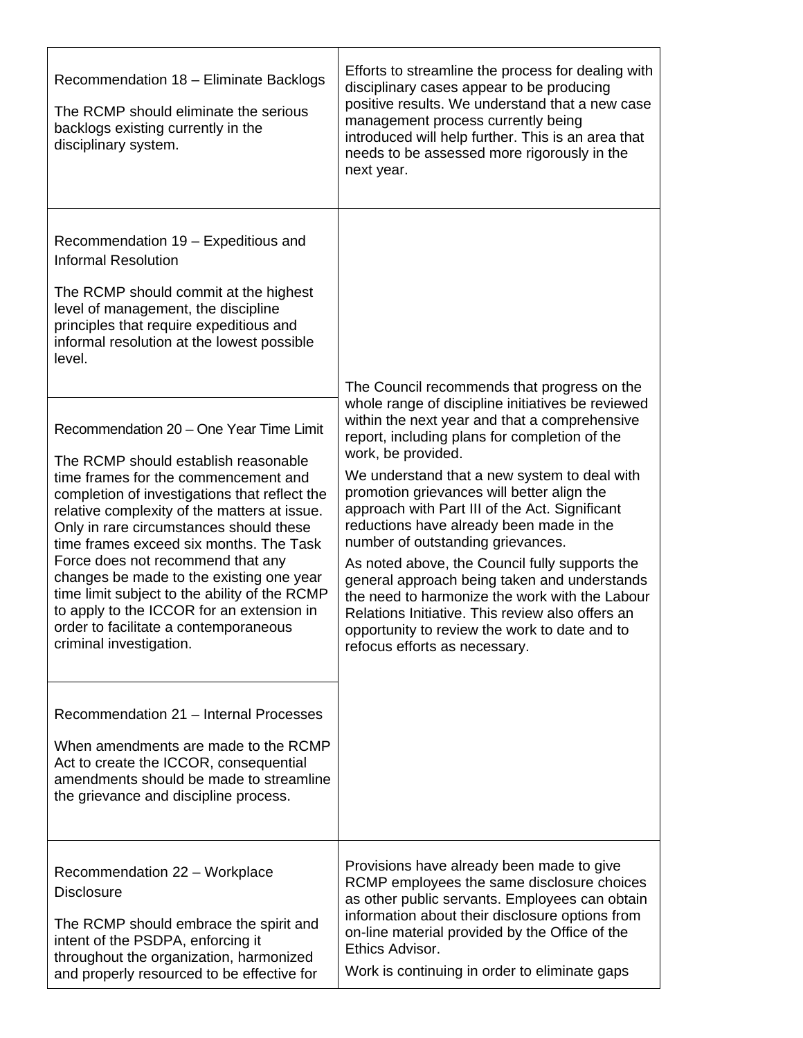| Recommendation | Council Comments |
|---|---|
| Recommendation 18 – Eliminate Backlogs<br><br>The RCMP should eliminate the serious backlogs existing currently in the disciplinary system. | Efforts to streamline the process for dealing with disciplinary cases appear to be producing positive results. We understand that a new case management process currently being introduced will help further. This is an area that needs to be assessed more rigorously in the next year. |
| Recommendation 19 – Expeditious and Informal Resolution<br><br>The RCMP should commit at the highest level of management, the discipline principles that require expeditious and informal resolution at the lowest possible level. | The Council recommends that progress on the whole range of discipline initiatives be reviewed within the next year and that a comprehensive report, including plans for completion of the work, be provided.<br><br>We understand that a new system to deal with promotion grievances will better align the approach with Part III of the Act. Significant reductions have already been made in the number of outstanding grievances.<br><br>As noted above, the Council fully supports the general approach being taken and understands the need to harmonize the work with the Labour Relations Initiative. This review also offers an opportunity to review the work to date and to refocus efforts as necessary. |
| Recommendation 20 – One Year Time Limit<br><br>The RCMP should establish reasonable time frames for the commencement and completion of investigations that reflect the relative complexity of the matters at issue. Only in rare circumstances should these time frames exceed six months. The Task Force does not recommend that any changes be made to the existing one year time limit subject to the ability of the RCMP to apply to the ICCOR for an extension in order to facilitate a contemporaneous criminal investigation. | |
| Recommendation 21 – Internal Processes<br><br>When amendments are made to the RCMP Act to create the ICCOR, consequential amendments should be made to streamline the grievance and discipline process. | |
| Recommendation 22 – Workplace Disclosure<br><br>The RCMP should embrace the spirit and intent of the PSDPA, enforcing it throughout the organization, harmonized and properly resourced to be effective for | Provisions have already been made to give RCMP employees the same disclosure choices as other public servants. Employees can obtain information about their disclosure options from on-line material provided by the Office of the Ethics Advisor.<br><br>Work is continuing in order to eliminate gaps |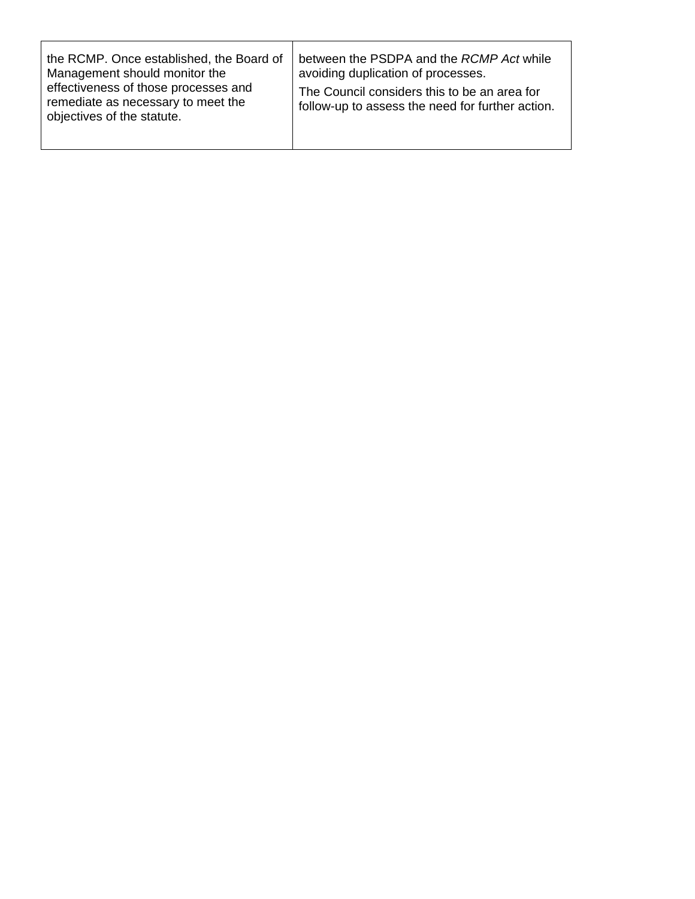| | |
|---|---|
| the RCMP. Once established, the Board of Management should monitor the effectiveness of those processes and remediate as necessary to meet the objectives of the statute. | between the PSDPA and the *RCMP Act* while avoiding duplication of processes.<br>The Council considers this to be an area for follow-up to assess the need for further action. |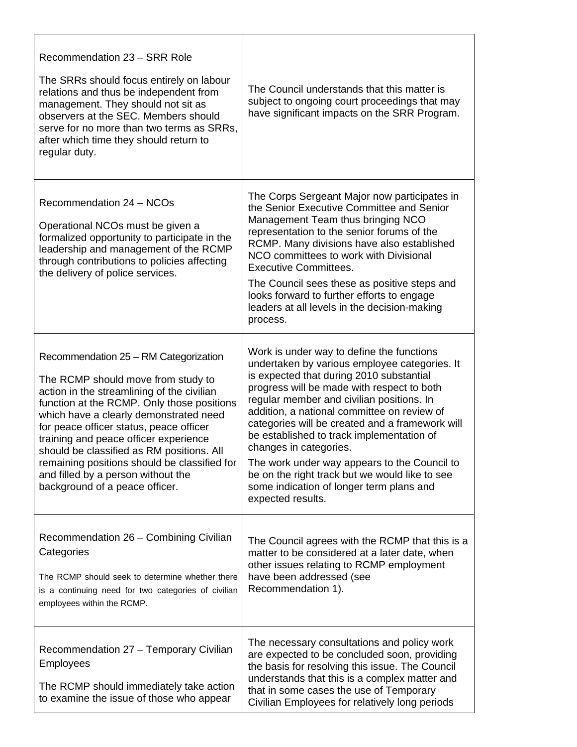| | |
|---|---|
| Recommendation 23 – SRR Role<br><br>The SRRs should focus entirely on labour relations and thus be independent from management. They should not sit as observers at the SEC. Members should serve for no more than two terms as SRRs, after which time they should return to regular duty. | The Council understands that this matter is subject to ongoing court proceedings that may have significant impacts on the SRR Program. |
| Recommendation 24 – NCOs<br><br>Operational NCOs must be given a formalized opportunity to participate in the leadership and management of the RCMP through contributions to policies affecting the delivery of police services. | The Corps Sergeant Major now participates in the Senior Executive Committee and Senior Management Team thus bringing NCO representation to the senior forums of the RCMP. Many divisions have also established NCO committees to work with Divisional Executive Committees.<br><br>The Council sees these as positive steps and looks forward to further efforts to engage leaders at all levels in the decision-making process. |
| Recommendation 25 – RM Categorization<br><br>The RCMP should move from study to action in the streamlining of the civilian function at the RCMP. Only those positions which have a clearly demonstrated need for peace officer status, peace officer training and peace officer experience should be classified as RM positions. All remaining positions should be classified for and filled by a person without the background of a peace officer. | Work is under way to define the functions undertaken by various employee categories. It is expected that during 2010 substantial progress will be made with respect to both regular member and civilian positions. In addition, a national committee on review of categories will be created and a framework will be established to track implementation of changes in categories.<br><br>The work under way appears to the Council to be on the right track but we would like to see some indication of longer term plans and expected results. |
| Recommendation 26 – Combining Civilian Categories<br><br>The RCMP should seek to determine whether there is a continuing need for two categories of civilian employees within the RCMP. | The Council agrees with the RCMP that this is a matter to be considered at a later date, when other issues relating to RCMP employment have been addressed (see Recommendation 1). |
| Recommendation 27 – Temporary Civilian Employees<br><br>The RCMP should immediately take action to examine the issue of those who appear | The necessary consultations and policy work are expected to be concluded soon, providing the basis for resolving this issue. The Council understands that this is a complex matter and that in some cases the use of Temporary Civilian Employees for relatively long periods |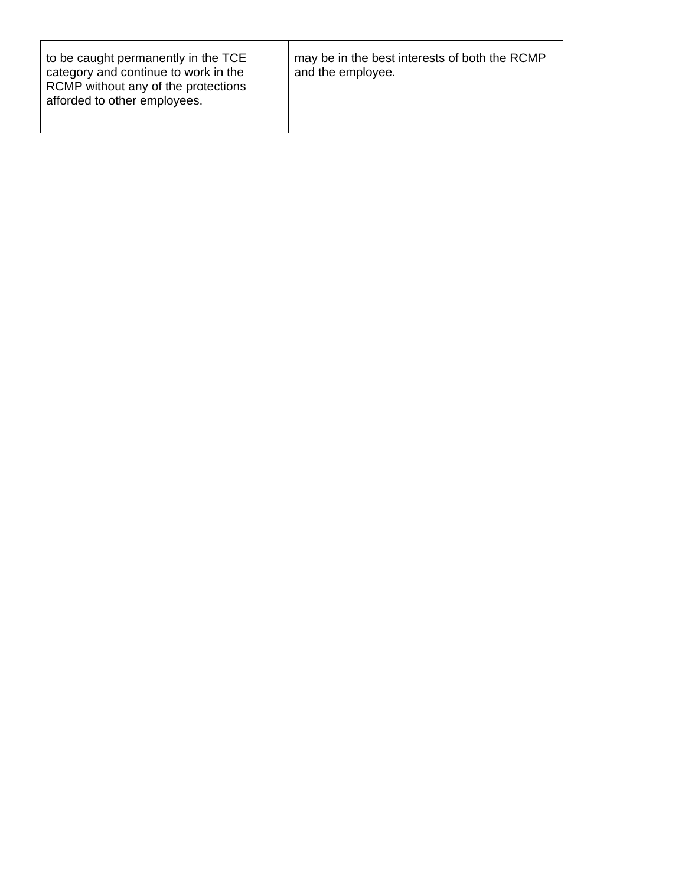| | |
|---|---|
| to be caught permanently in the TCE category and continue to work in the RCMP without any of the protections afforded to other employees. | may be in the best interests of both the RCMP and the employee. |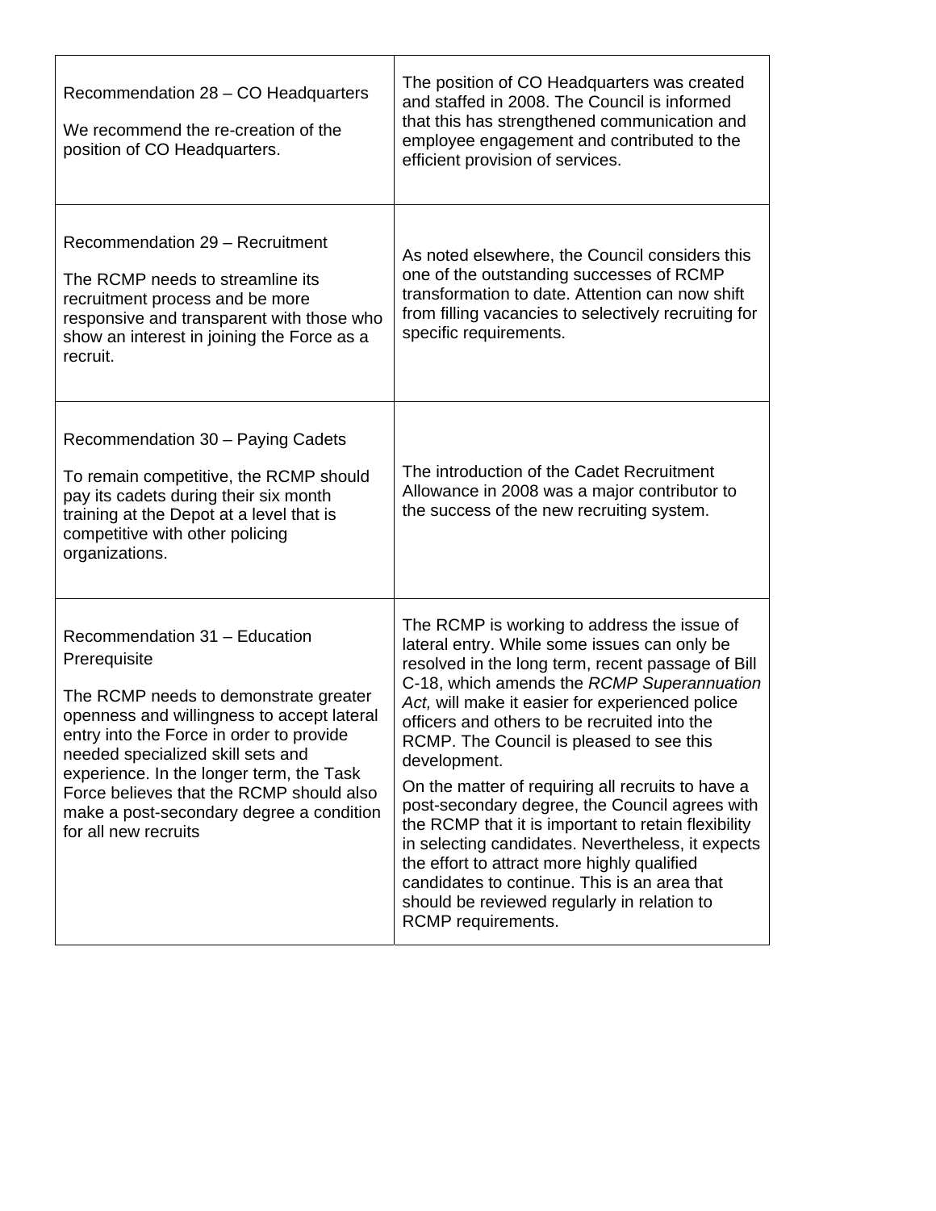| | |
|---|---|
| Recommendation 28 – CO Headquarters<br><br>We recommend the re-creation of the position of CO Headquarters. | The position of CO Headquarters was created and staffed in 2008. The Council is informed that this has strengthened communication and employee engagement and contributed to the efficient provision of services. |
| Recommendation 29 – Recruitment<br><br>The RCMP needs to streamline its recruitment process and be more responsive and transparent with those who show an interest in joining the Force as a recruit. | As noted elsewhere, the Council considers this one of the outstanding successes of RCMP transformation to date. Attention can now shift from filling vacancies to selectively recruiting for specific requirements. |
| Recommendation 30 – Paying Cadets<br><br>To remain competitive, the RCMP should pay its cadets during their six month training at the Depot at a level that is competitive with other policing organizations. | The introduction of the Cadet Recruitment Allowance in 2008 was a major contributor to the success of the new recruiting system. |
| Recommendation 31 – Education Prerequisite<br><br>The RCMP needs to demonstrate greater openness and willingness to accept lateral entry into the Force in order to provide needed specialized skill sets and experience. In the longer term, the Task Force believes that the RCMP should also make a post-secondary degree a condition for all new recruits | The RCMP is working to address the issue of lateral entry. While some issues can only be resolved in the long term, recent passage of Bill C-18, which amends the *RCMP Superannuation Act,* will make it easier for experienced police officers and others to be recruited into the RCMP. The Council is pleased to see this development.<br><br>On the matter of requiring all recruits to have a post-secondary degree, the Council agrees with the RCMP that it is important to retain flexibility in selecting candidates. Nevertheless, it expects the effort to attract more highly qualified candidates to continue. This is an area that should be reviewed regularly in relation to RCMP requirements. |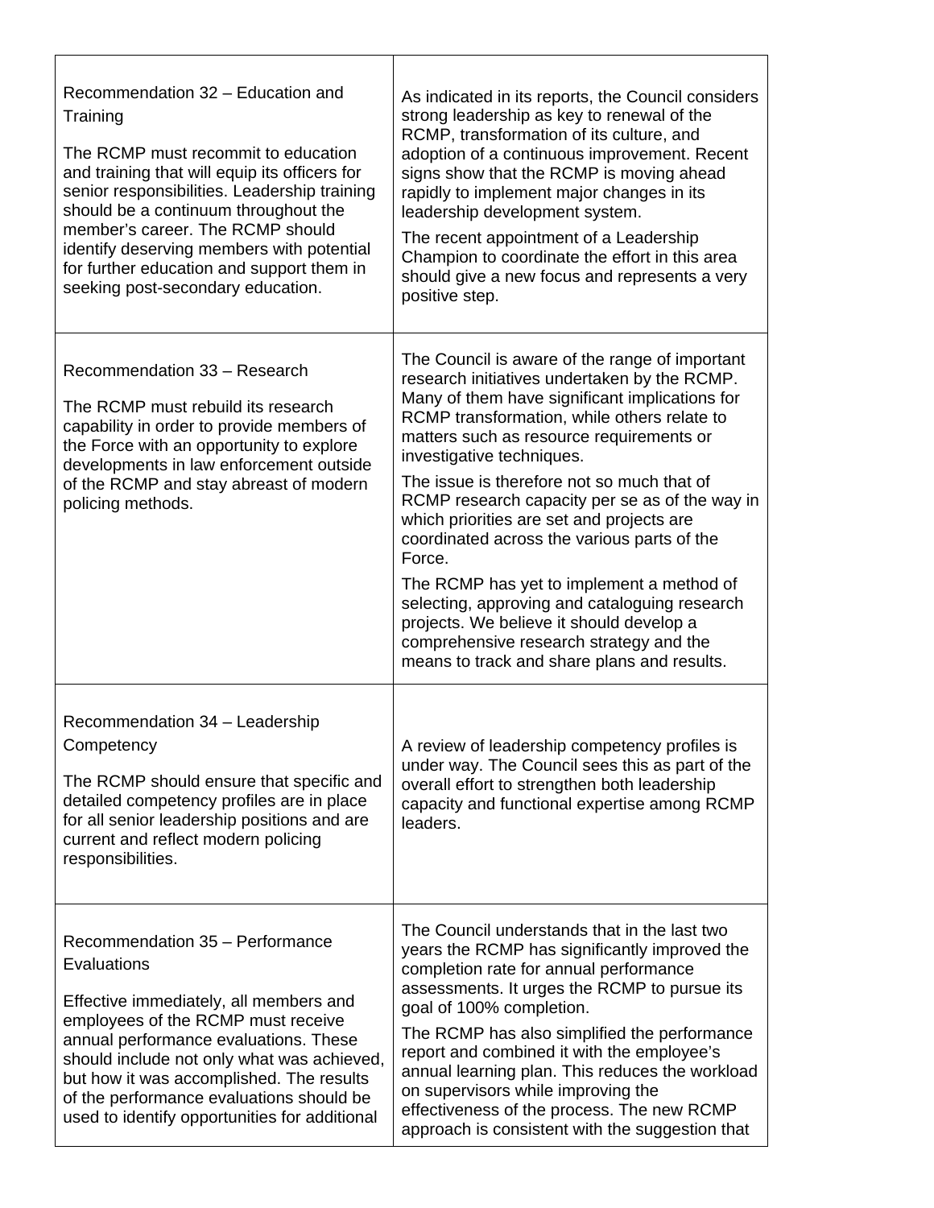| | |
|---|---|
| Recommendation 32 – Education and Training<br><br>The RCMP must recommit to education and training that will equip its officers for senior responsibilities. Leadership training should be a continuum throughout the member's career. The RCMP should identify deserving members with potential for further education and support them in seeking post-secondary education. | As indicated in its reports, the Council considers strong leadership as key to renewal of the RCMP, transformation of its culture, and adoption of a continuous improvement. Recent signs show that the RCMP is moving ahead rapidly to implement major changes in its leadership development system.<br><br>The recent appointment of a Leadership Champion to coordinate the effort in this area should give a new focus and represents a very positive step. |
| Recommendation 33 – Research<br><br>The RCMP must rebuild its research capability in order to provide members of the Force with an opportunity to explore developments in law enforcement outside of the RCMP and stay abreast of modern policing methods. | The Council is aware of the range of important research initiatives undertaken by the RCMP. Many of them have significant implications for RCMP transformation, while others relate to matters such as resource requirements or investigative techniques.<br><br>The issue is therefore not so much that of RCMP research capacity per se as of the way in which priorities are set and projects are coordinated across the various parts of the Force.<br><br>The RCMP has yet to implement a method of selecting, approving and cataloguing research projects. We believe it should develop a comprehensive research strategy and the means to track and share plans and results. |
| Recommendation 34 – Leadership Competency<br><br>The RCMP should ensure that specific and detailed competency profiles are in place for all senior leadership positions and are current and reflect modern policing responsibilities. | A review of leadership competency profiles is under way. The Council sees this as part of the overall effort to strengthen both leadership capacity and functional expertise among RCMP leaders. |
| Recommendation 35 – Performance Evaluations<br><br>Effective immediately, all members and employees of the RCMP must receive annual performance evaluations. These should include not only what was achieved, but how it was accomplished. The results of the performance evaluations should be used to identify opportunities for additional | The Council understands that in the last two years the RCMP has significantly improved the completion rate for annual performance assessments. It urges the RCMP to pursue its goal of 100% completion.<br><br>The RCMP has also simplified the performance report and combined it with the employee's annual learning plan. This reduces the workload on supervisors while improving the effectiveness of the process. The new RCMP approach is consistent with the suggestion that |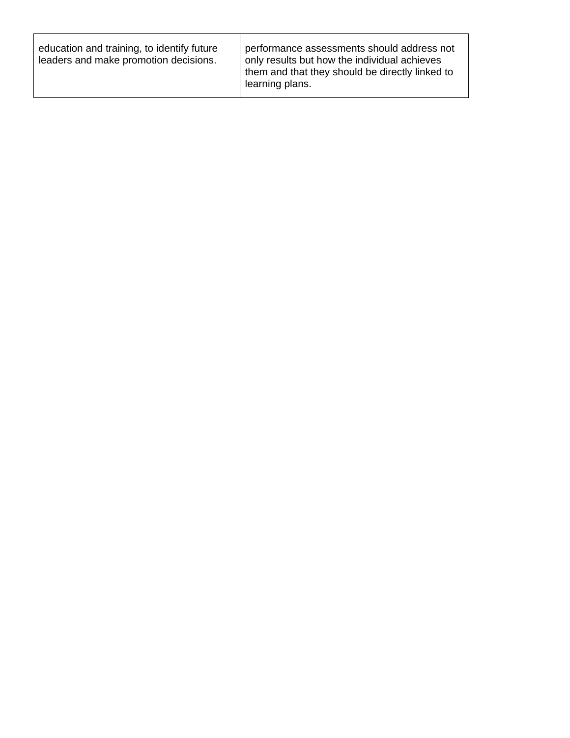| | |
|---|---|
| education and training, to identify future leaders and make promotion decisions. | performance assessments should address not only results but how the individual achieves them and that they should be directly linked to learning plans. |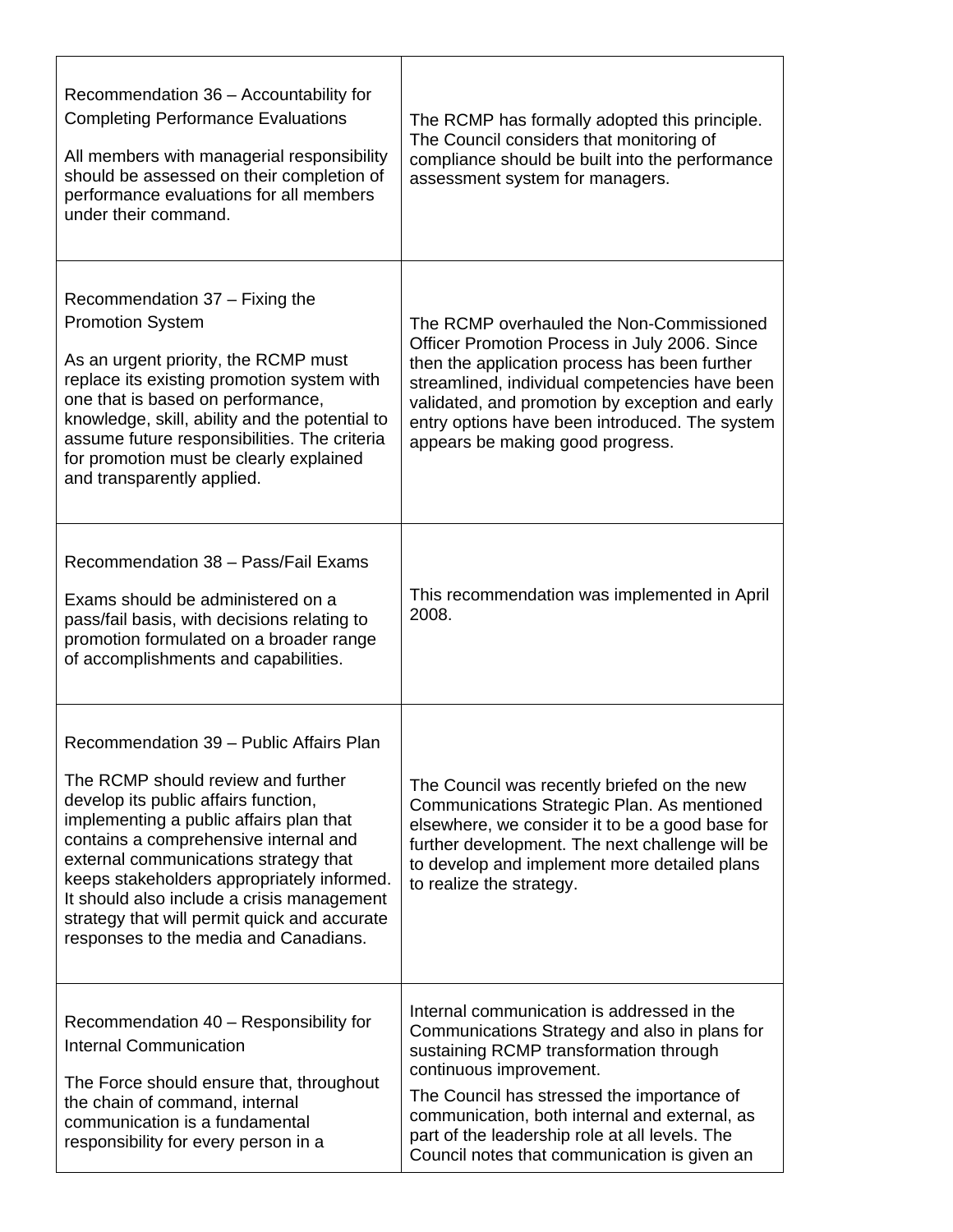| | |
|---|---|
| Recommendation 36 – Accountability for Completing Performance Evaluations<br><br>All members with managerial responsibility should be assessed on their completion of performance evaluations for all members under their command. | The RCMP has formally adopted this principle. The Council considers that monitoring of compliance should be built into the performance assessment system for managers. |
| Recommendation 37 – Fixing the Promotion System<br><br>As an urgent priority, the RCMP must replace its existing promotion system with one that is based on performance, knowledge, skill, ability and the potential to assume future responsibilities. The criteria for promotion must be clearly explained and transparently applied. | The RCMP overhauled the Non-Commissioned Officer Promotion Process in July 2006. Since then the application process has been further streamlined, individual competencies have been validated, and promotion by exception and early entry options have been introduced. The system appears be making good progress. |
| Recommendation 38 – Pass/Fail Exams<br><br>Exams should be administered on a pass/fail basis, with decisions relating to promotion formulated on a broader range of accomplishments and capabilities. | This recommendation was implemented in April 2008. |
| Recommendation 39 – Public Affairs Plan<br><br>The RCMP should review and further develop its public affairs function, implementing a public affairs plan that contains a comprehensive internal and external communications strategy that keeps stakeholders appropriately informed. It should also include a crisis management strategy that will permit quick and accurate responses to the media and Canadians. | The Council was recently briefed on the new Communications Strategic Plan. As mentioned elsewhere, we consider it to be a good base for further development. The next challenge will be to develop and implement more detailed plans to realize the strategy. |
| Recommendation 40 – Responsibility for Internal Communication<br><br>The Force should ensure that, throughout the chain of command, internal communication is a fundamental responsibility for every person in a | Internal communication is addressed in the Communications Strategy and also in plans for sustaining RCMP transformation through continuous improvement.<br><br>The Council has stressed the importance of communication, both internal and external, as part of the leadership role at all levels. The Council notes that communication is given an |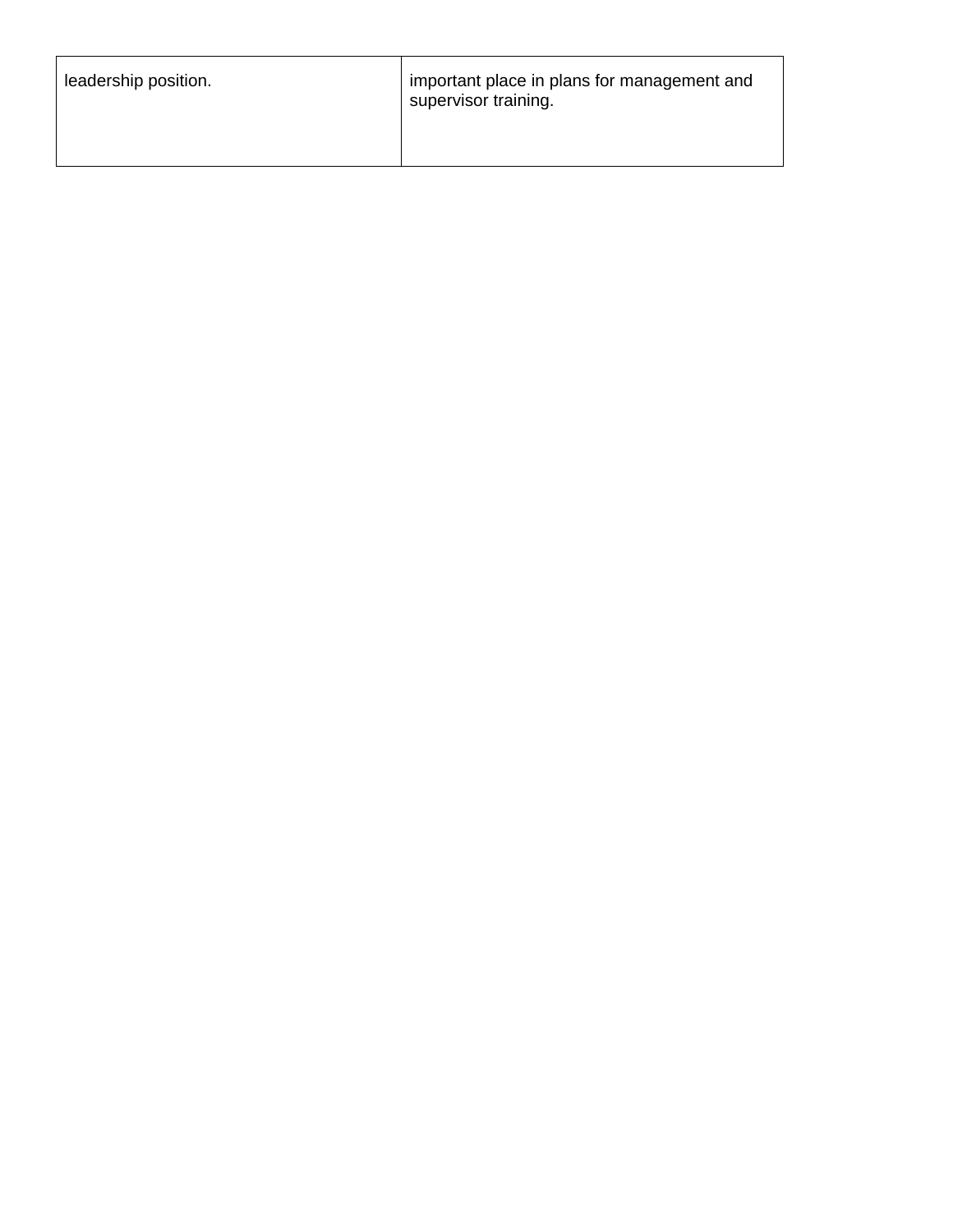| | |
|---|---|
| leadership position. | important place in plans for management and supervisor training. |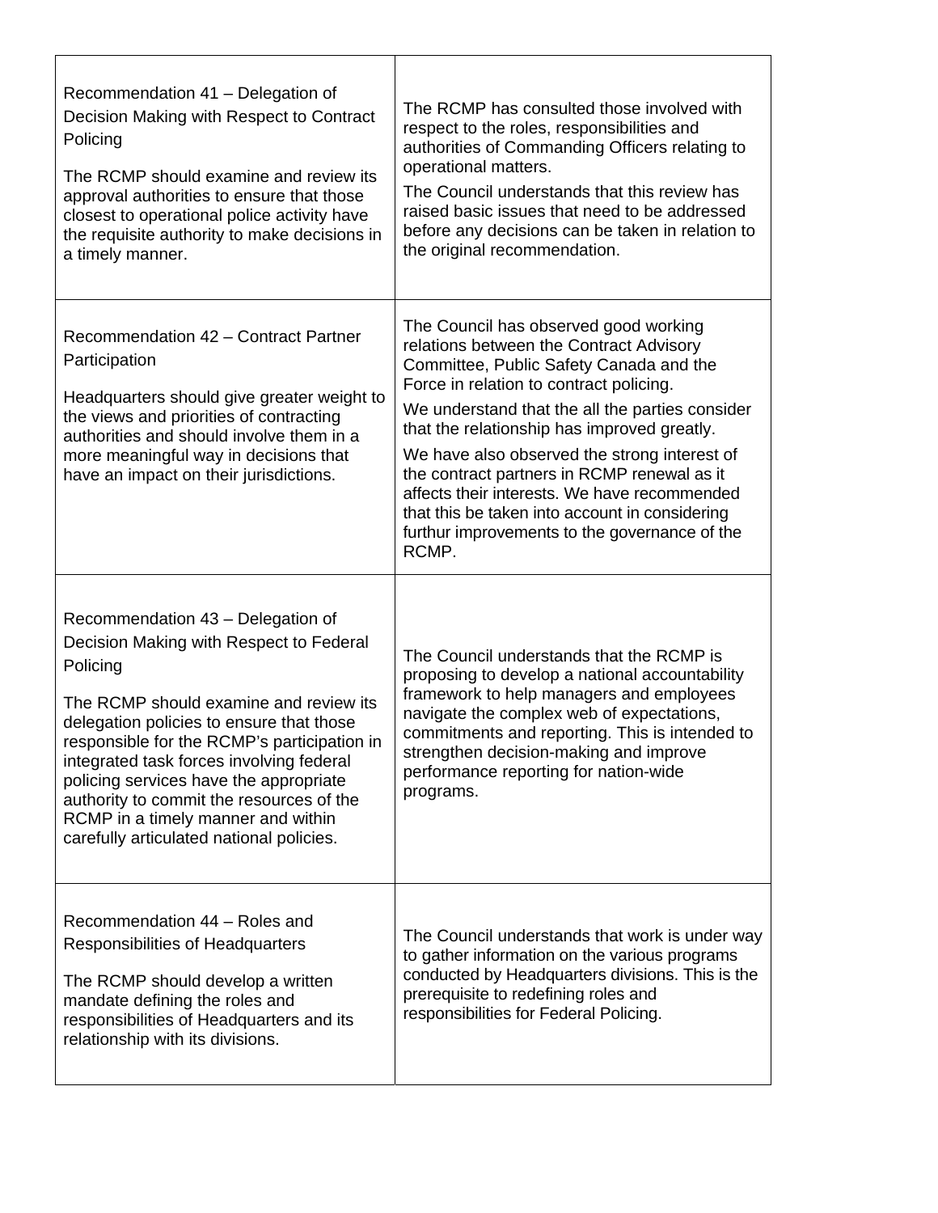| Recommendation | Council Response |
| --- | --- |
| Recommendation 41 – Delegation of Decision Making with Respect to Contract Policing<br><br>The RCMP should examine and review its approval authorities to ensure that those closest to operational police activity have the requisite authority to make decisions in a timely manner. | The RCMP has consulted those involved with respect to the roles, responsibilities and authorities of Commanding Officers relating to operational matters.<br><br>The Council understands that this review has raised basic issues that need to be addressed before any decisions can be taken in relation to the original recommendation. |
| Recommendation 42 – Contract Partner Participation<br><br>Headquarters should give greater weight to the views and priorities of contracting authorities and should involve them in a more meaningful way in decisions that have an impact on their jurisdictions. | The Council has observed good working relations between the Contract Advisory Committee, Public Safety Canada and the Force in relation to contract policing.<br><br>We understand that the all the parties consider that the relationship has improved greatly.<br><br>We have also observed the strong interest of the contract partners in RCMP renewal as it affects their interests. We have recommended that this be taken into account in considering furthur improvements to the governance of the RCMP. |
| Recommendation 43 – Delegation of Decision Making with Respect to Federal Policing<br><br>The RCMP should examine and review its delegation policies to ensure that those responsible for the RCMP's participation in integrated task forces involving federal policing services have the appropriate authority to commit the resources of the RCMP in a timely manner and within carefully articulated national policies. | The Council understands that the RCMP is proposing to develop a national accountability framework to help managers and employees navigate the complex web of expectations, commitments and reporting. This is intended to strengthen decision-making and improve performance reporting for nation-wide programs. |
| Recommendation 44 – Roles and Responsibilities of Headquarters<br><br>The RCMP should develop a written mandate defining the roles and responsibilities of Headquarters and its relationship with its divisions. | The Council understands that work is under way to gather information on the various programs conducted by Headquarters divisions. This is the prerequisite to redefining roles and responsibilities for Federal Policing. |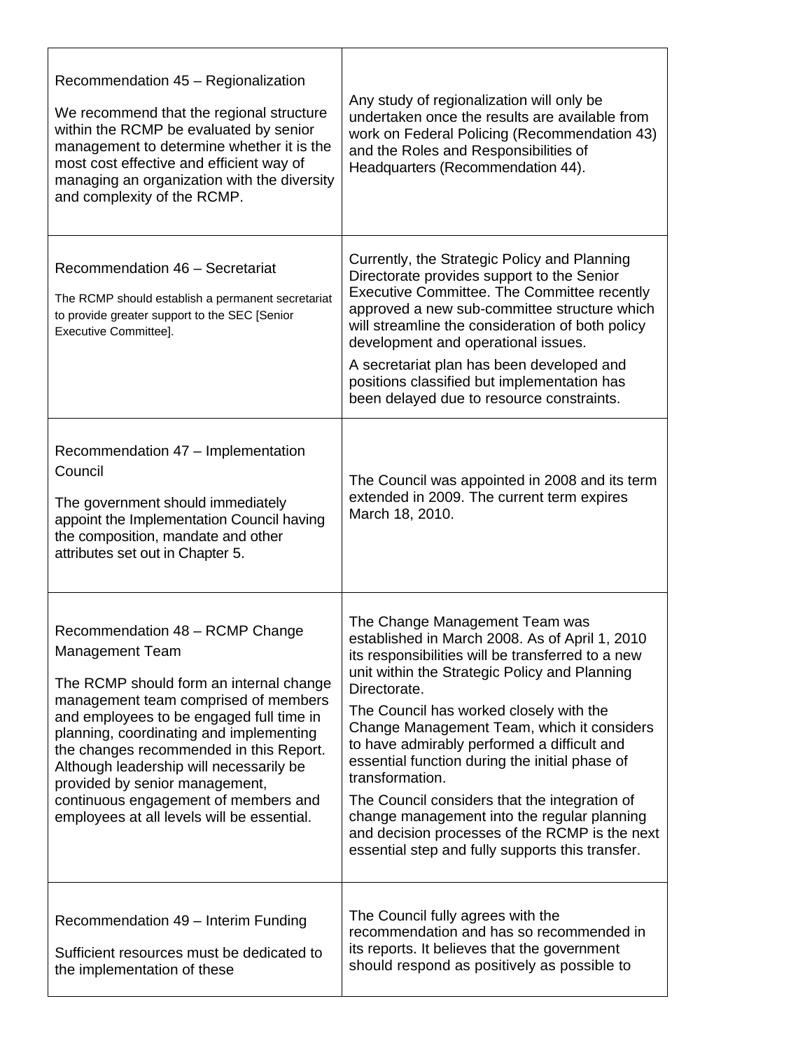| | |
|---|---|
| Recommendation 45 – Regionalization<br><br>We recommend that the regional structure within the RCMP be evaluated by senior management to determine whether it is the most cost effective and efficient way of managing an organization with the diversity and complexity of the RCMP. | Any study of regionalization will only be undertaken once the results are available from work on Federal Policing (Recommendation 43) and the Roles and Responsibilities of Headquarters (Recommendation 44). |
| Recommendation 46 – Secretariat<br><br>The RCMP should establish a permanent secretariat to provide greater support to the SEC [Senior Executive Committee]. | Currently, the Strategic Policy and Planning Directorate provides support to the Senior Executive Committee. The Committee recently approved a new sub-committee structure which will streamline the consideration of both policy development and operational issues.<br><br>A secretariat plan has been developed and positions classified but implementation has been delayed due to resource constraints. |
| Recommendation 47 – Implementation Council<br><br>The government should immediately appoint the Implementation Council having the composition, mandate and other attributes set out in Chapter 5. | The Council was appointed in 2008 and its term extended in 2009. The current term expires March 18, 2010. |
| Recommendation 48 – RCMP Change Management Team<br><br>The RCMP should form an internal change management team comprised of members and employees to be engaged full time in planning, coordinating and implementing the changes recommended in this Report. Although leadership will necessarily be provided by senior management, continuous engagement of members and employees at all levels will be essential. | The Change Management Team was established in March 2008. As of April 1, 2010 its responsibilities will be transferred to a new unit within the Strategic Policy and Planning Directorate.<br><br>The Council has worked closely with the Change Management Team, which it considers to have admirably performed a difficult and essential function during the initial phase of transformation.<br><br>The Council considers that the integration of change management into the regular planning and decision processes of the RCMP is the next essential step and fully supports this transfer. |
| Recommendation 49 – Interim Funding<br><br>Sufficient resources must be dedicated to the implementation of these | The Council fully agrees with the recommendation and has so recommended in its reports. It believes that the government should respond as positively as possible to |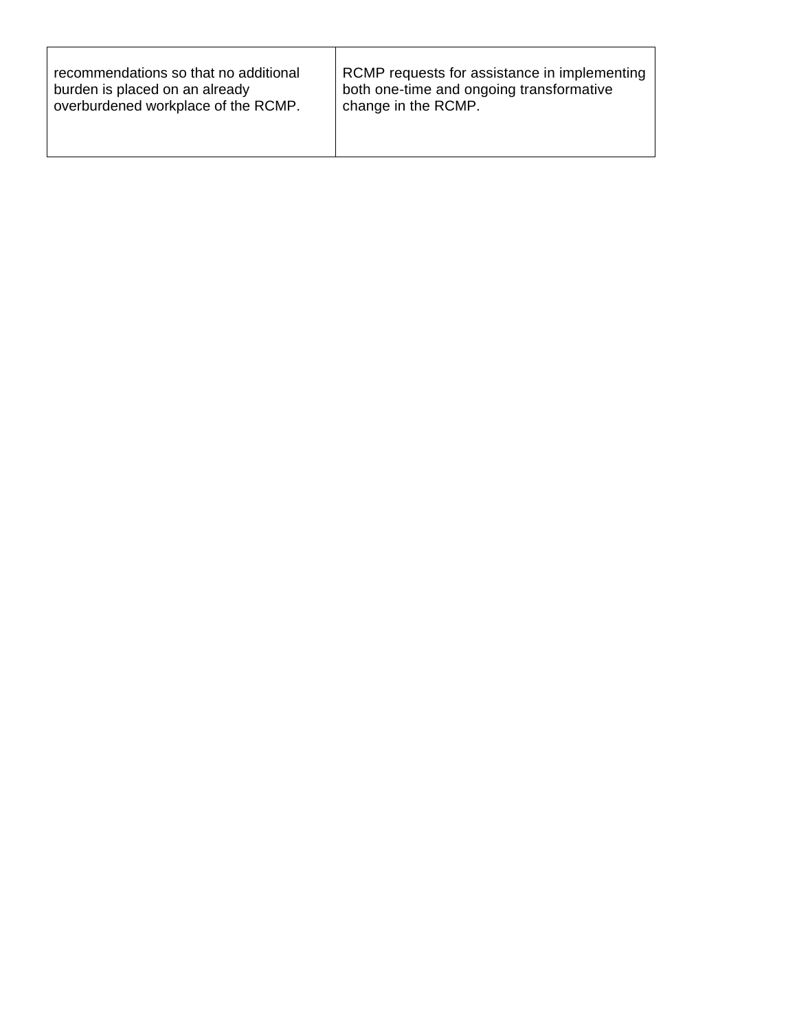| | |
|---|---|
| recommendations so that no additional burden is placed on an already overburdened workplace of the RCMP. | RCMP requests for assistance in implementing both one-time and ongoing transformative change in the RCMP. |